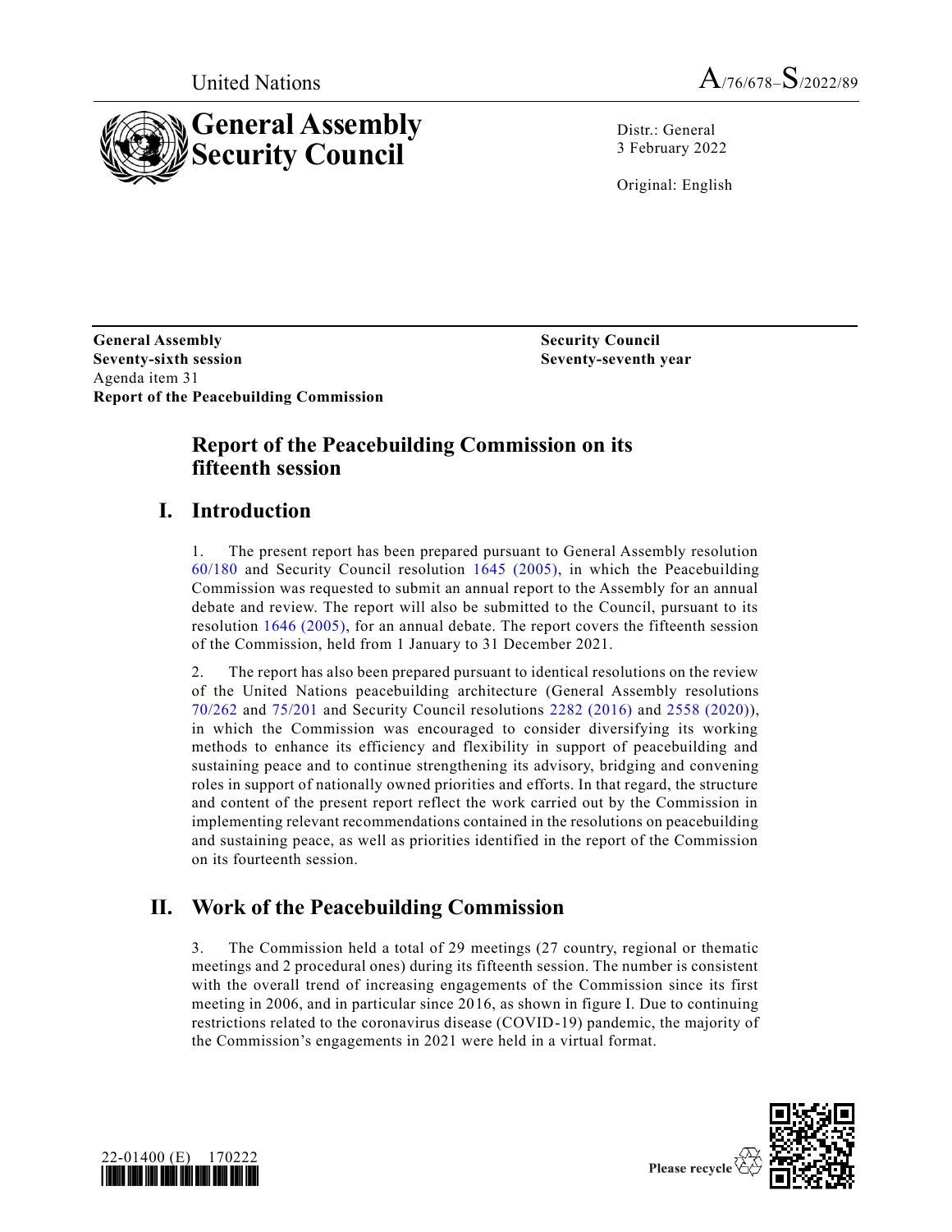United Nations A/76/678–S/2022/89

# General Assembly Security Council

Distr.: General
3 February 2022

Original: English

**General Assembly**
**Seventy-sixth session**
Agenda item 31
**Report of the Peacebuilding Commission**

**Security Council**
**Seventy-seventh year**

# Report of the Peacebuilding Commission on its fifteenth session

## I. Introduction

1. The present report has been prepared pursuant to General Assembly resolution 60/180 and Security Council resolution 1645 (2005), in which the Peacebuilding Commission was requested to submit an annual report to the Assembly for an annual debate and review. The report will also be submitted to the Council, pursuant to its resolution 1646 (2005), for an annual debate. The report covers the fifteenth session of the Commission, held from 1 January to 31 December 2021.

2. The report has also been prepared pursuant to identical resolutions on the review of the United Nations peacebuilding architecture (General Assembly resolutions 70/262 and 75/201 and Security Council resolutions 2282 (2016) and 2558 (2020)), in which the Commission was encouraged to consider diversifying its working methods to enhance its efficiency and flexibility in support of peacebuilding and sustaining peace and to continue strengthening its advisory, bridging and convening roles in support of nationally owned priorities and efforts. In that regard, the structure and content of the present report reflect the work carried out by the Commission in implementing relevant recommendations contained in the resolutions on peacebuilding and sustaining peace, as well as priorities identified in the report of the Commission on its fourteenth session.

## II. Work of the Peacebuilding Commission

3. The Commission held a total of 29 meetings (27 country, regional or thematic meetings and 2 procedural ones) during its fifteenth session. The number is consistent with the overall trend of increasing engagements of the Commission since its first meeting in 2006, and in particular since 2016, as shown in figure I. Due to continuing restrictions related to the coronavirus disease (COVID-19) pandemic, the majority of the Commission's engagements in 2021 were held in a virtual format.

22-01400 (E) 170222

Please recycle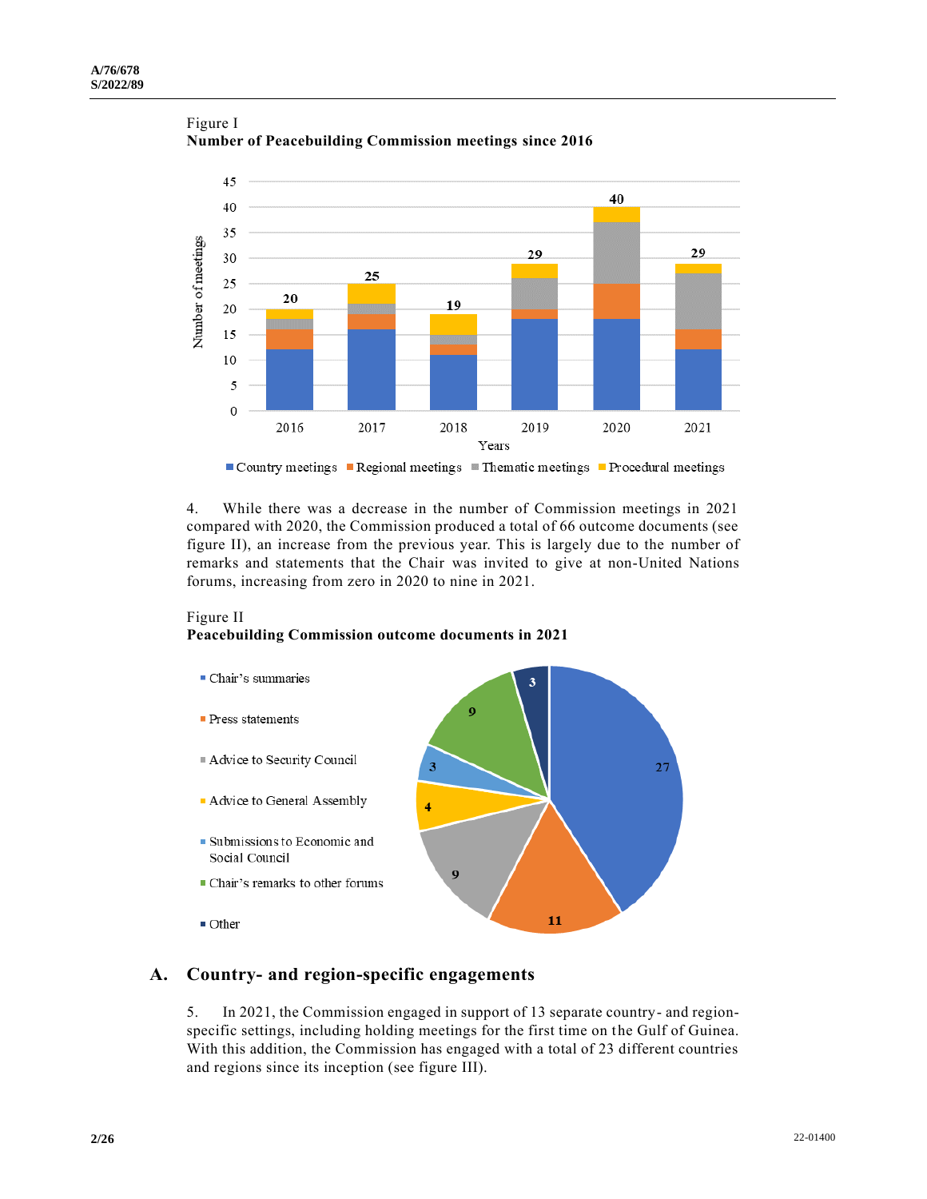Figure I
**Number of Peacebuilding Commission meetings since 2016**

Figure II
**Peacebuilding Commission outcome documents in 2021**

4. While there was a decrease in the number of Commission meetings in 2021 compared with 2020, the Commission produced a total of 66 outcome documents (see figure II), an increase from the previous year. This is largely due to the number of remarks and statements that the Chair was invited to give at non-United Nations forums, increasing from zero in 2020 to nine in 2021.

## A. Country- and region-specific engagements

5. In 2021, the Commission engaged in support of 13 separate country- and region-specific settings, including holding meetings for the first time on the Gulf of Guinea. With this addition, the Commission has engaged with a total of 23 different countries and regions since its inception (see figure III).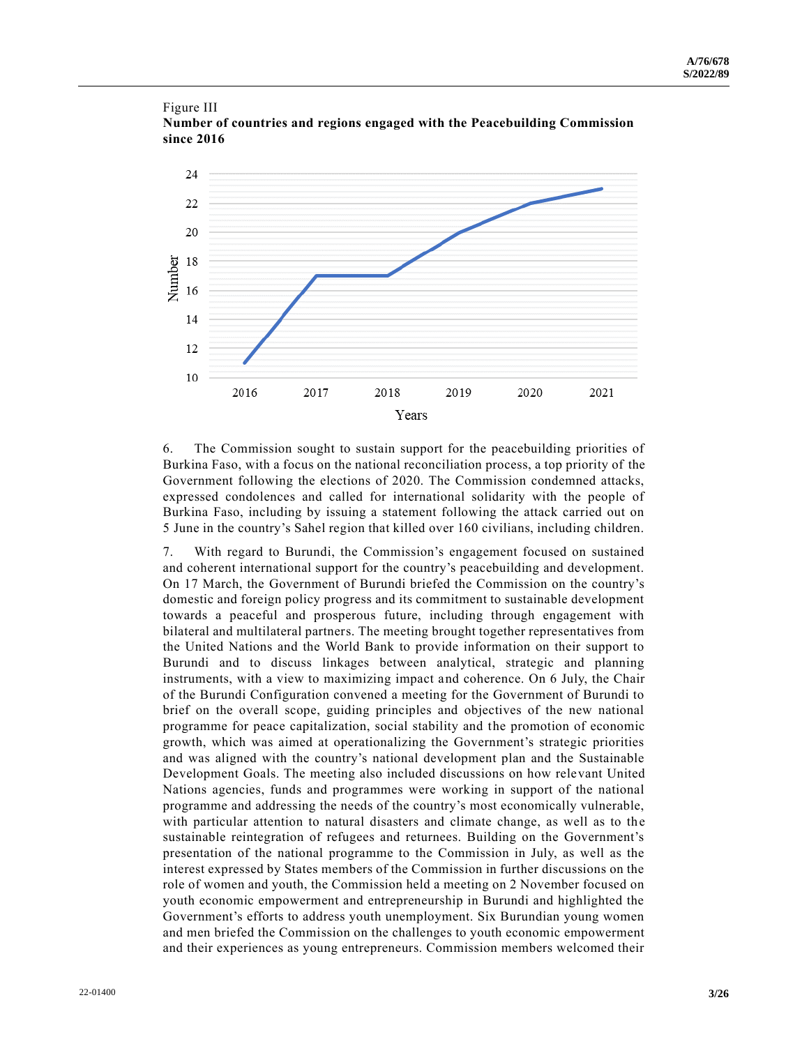Figure III

**Number of countries and regions engaged with the Peacebuilding Commission since 2016**

6. The Commission sought to sustain support for the peacebuilding priorities of Burkina Faso, with a focus on the national reconciliation process, a top priority of the Government following the elections of 2020. The Commission condemned attacks, expressed condolences and called for international solidarity with the people of Burkina Faso, including by issuing a statement following the attack carried out on 5 June in the country's Sahel region that killed over 160 civilians, including children.

7. With regard to Burundi, the Commission's engagement focused on sustained and coherent international support for the country's peacebuilding and development. On 17 March, the Government of Burundi briefed the Commission on the country's domestic and foreign policy progress and its commitment to sustainable development towards a peaceful and prosperous future, including through engagement with bilateral and multilateral partners. The meeting brought together representatives from the United Nations and the World Bank to provide information on their support to Burundi and to discuss linkages between analytical, strategic and planning instruments, with a view to maximizing impact and coherence. On 6 July, the Chair of the Burundi Configuration convened a meeting for the Government of Burundi to brief on the overall scope, guiding principles and objectives of the new national programme for peace capitalization, social stability and the promotion of economic growth, which was aimed at operationalizing the Government's strategic priorities and was aligned with the country's national development plan and the Sustainable Development Goals. The meeting also included discussions on how relevant United Nations agencies, funds and programmes were working in support of the national programme and addressing the needs of the country's most economically vulnerable, with particular attention to natural disasters and climate change, as well as to the sustainable reintegration of refugees and returnees. Building on the Government's presentation of the national programme to the Commission in July, as well as the interest expressed by States members of the Commission in further discussions on the role of women and youth, the Commission held a meeting on 2 November focused on youth economic empowerment and entrepreneurship in Burundi and highlighted the Government's efforts to address youth unemployment. Six Burundian young women and men briefed the Commission on the challenges to youth economic empowerment and their experiences as young entrepreneurs. Commission members welcomed their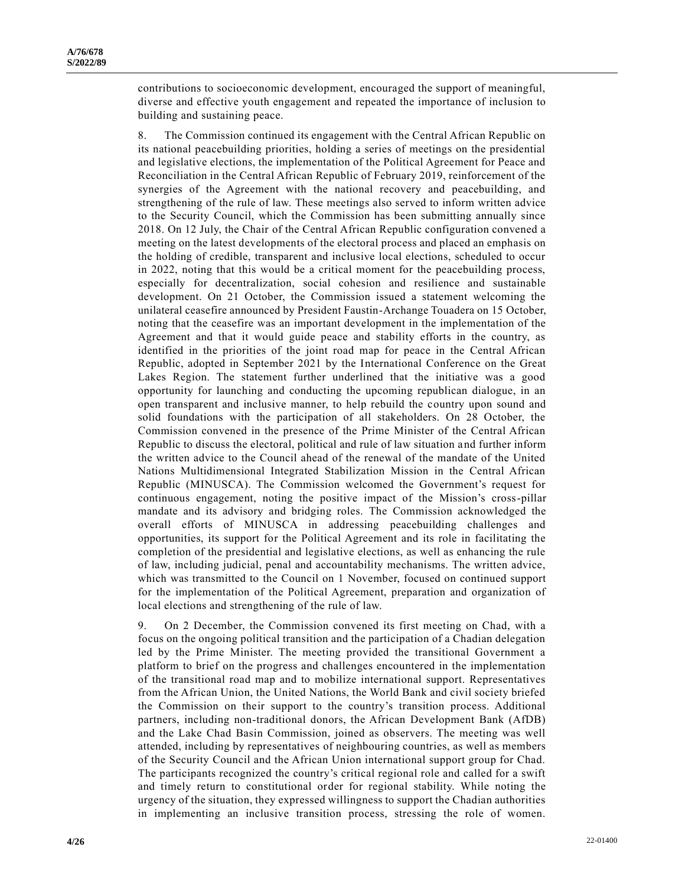contributions to socioeconomic development, encouraged the support of meaningful, diverse and effective youth engagement and repeated the importance of inclusion to building and sustaining peace.

8. The Commission continued its engagement with the Central African Republic on its national peacebuilding priorities, holding a series of meetings on the presidential and legislative elections, the implementation of the Political Agreement for Peace and Reconciliation in the Central African Republic of February 2019, reinforcement of the synergies of the Agreement with the national recovery and peacebuilding, and strengthening of the rule of law. These meetings also served to inform written advice to the Security Council, which the Commission has been submitting annually since 2018. On 12 July, the Chair of the Central African Republic configuration convened a meeting on the latest developments of the electoral process and placed an emphasis on the holding of credible, transparent and inclusive local elections, scheduled to occur in 2022, noting that this would be a critical moment for the peacebuilding process, especially for decentralization, social cohesion and resilience and sustainable development. On 21 October, the Commission issued a statement welcoming the unilateral ceasefire announced by President Faustin-Archange Touadera on 15 October, noting that the ceasefire was an important development in the implementation of the Agreement and that it would guide peace and stability efforts in the country, as identified in the priorities of the joint road map for peace in the Central African Republic, adopted in September 2021 by the International Conference on the Great Lakes Region. The statement further underlined that the initiative was a good opportunity for launching and conducting the upcoming republican dialogue, in an open transparent and inclusive manner, to help rebuild the country upon sound and solid foundations with the participation of all stakeholders. On 28 October, the Commission convened in the presence of the Prime Minister of the Central African Republic to discuss the electoral, political and rule of law situation and further inform the written advice to the Council ahead of the renewal of the mandate of the United Nations Multidimensional Integrated Stabilization Mission in the Central African Republic (MINUSCA). The Commission welcomed the Government's request for continuous engagement, noting the positive impact of the Mission's cross-pillar mandate and its advisory and bridging roles. The Commission acknowledged the overall efforts of MINUSCA in addressing peacebuilding challenges and opportunities, its support for the Political Agreement and its role in facilitating the completion of the presidential and legislative elections, as well as enhancing the rule of law, including judicial, penal and accountability mechanisms. The written advice, which was transmitted to the Council on 1 November, focused on continued support for the implementation of the Political Agreement, preparation and organization of local elections and strengthening of the rule of law.

9. On 2 December, the Commission convened its first meeting on Chad, with a focus on the ongoing political transition and the participation of a Chadian delegation led by the Prime Minister. The meeting provided the transitional Government a platform to brief on the progress and challenges encountered in the implementation of the transitional road map and to mobilize international support. Representatives from the African Union, the United Nations, the World Bank and civil society briefed the Commission on their support to the country's transition process. Additional partners, including non-traditional donors, the African Development Bank (AfDB) and the Lake Chad Basin Commission, joined as observers. The meeting was well attended, including by representatives of neighbouring countries, as well as members of the Security Council and the African Union international support group for Chad. The participants recognized the country's critical regional role and called for a swift and timely return to constitutional order for regional stability. While noting the urgency of the situation, they expressed willingness to support the Chadian authorities in implementing an inclusive transition process, stressing the role of women.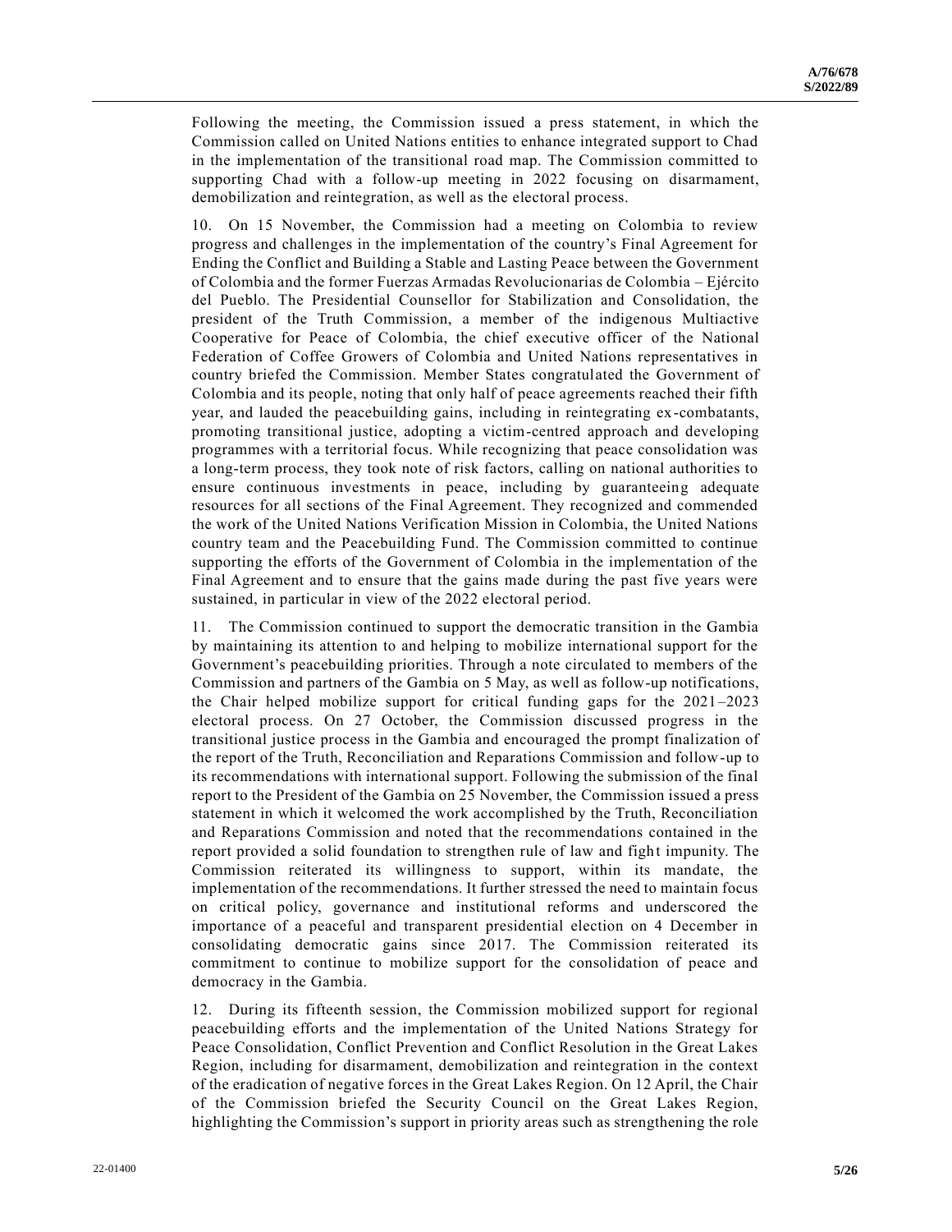Following the meeting, the Commission issued a press statement, in which the Commission called on United Nations entities to enhance integrated support to Chad in the implementation of the transitional road map. The Commission committed to supporting Chad with a follow-up meeting in 2022 focusing on disarmament, demobilization and reintegration, as well as the electoral process.

10. On 15 November, the Commission had a meeting on Colombia to review progress and challenges in the implementation of the country's Final Agreement for Ending the Conflict and Building a Stable and Lasting Peace between the Government of Colombia and the former Fuerzas Armadas Revolucionarias de Colombia – Ejército del Pueblo. The Presidential Counsellor for Stabilization and Consolidation, the president of the Truth Commission, a member of the indigenous Multiactive Cooperative for Peace of Colombia, the chief executive officer of the National Federation of Coffee Growers of Colombia and United Nations representatives in country briefed the Commission. Member States congratulated the Government of Colombia and its people, noting that only half of peace agreements reached their fifth year, and lauded the peacebuilding gains, including in reintegrating ex-combatants, promoting transitional justice, adopting a victim-centred approach and developing programmes with a territorial focus. While recognizing that peace consolidation was a long-term process, they took note of risk factors, calling on national authorities to ensure continuous investments in peace, including by guaranteeing adequate resources for all sections of the Final Agreement. They recognized and commended the work of the United Nations Verification Mission in Colombia, the United Nations country team and the Peacebuilding Fund. The Commission committed to continue supporting the efforts of the Government of Colombia in the implementation of the Final Agreement and to ensure that the gains made during the past five years were sustained, in particular in view of the 2022 electoral period.

11. The Commission continued to support the democratic transition in the Gambia by maintaining its attention to and helping to mobilize international support for the Government's peacebuilding priorities. Through a note circulated to members of the Commission and partners of the Gambia on 5 May, as well as follow-up notifications, the Chair helped mobilize support for critical funding gaps for the 2021–2023 electoral process. On 27 October, the Commission discussed progress in the transitional justice process in the Gambia and encouraged the prompt finalization of the report of the Truth, Reconciliation and Reparations Commission and follow-up to its recommendations with international support. Following the submission of the final report to the President of the Gambia on 25 November, the Commission issued a press statement in which it welcomed the work accomplished by the Truth, Reconciliation and Reparations Commission and noted that the recommendations contained in the report provided a solid foundation to strengthen rule of law and fight impunity. The Commission reiterated its willingness to support, within its mandate, the implementation of the recommendations. It further stressed the need to maintain focus on critical policy, governance and institutional reforms and underscored the importance of a peaceful and transparent presidential election on 4 December in consolidating democratic gains since 2017. The Commission reiterated its commitment to continue to mobilize support for the consolidation of peace and democracy in the Gambia.

12. During its fifteenth session, the Commission mobilized support for regional peacebuilding efforts and the implementation of the United Nations Strategy for Peace Consolidation, Conflict Prevention and Conflict Resolution in the Great Lakes Region, including for disarmament, demobilization and reintegration in the context of the eradication of negative forces in the Great Lakes Region. On 12 April, the Chair of the Commission briefed the Security Council on the Great Lakes Region, highlighting the Commission's support in priority areas such as strengthening the role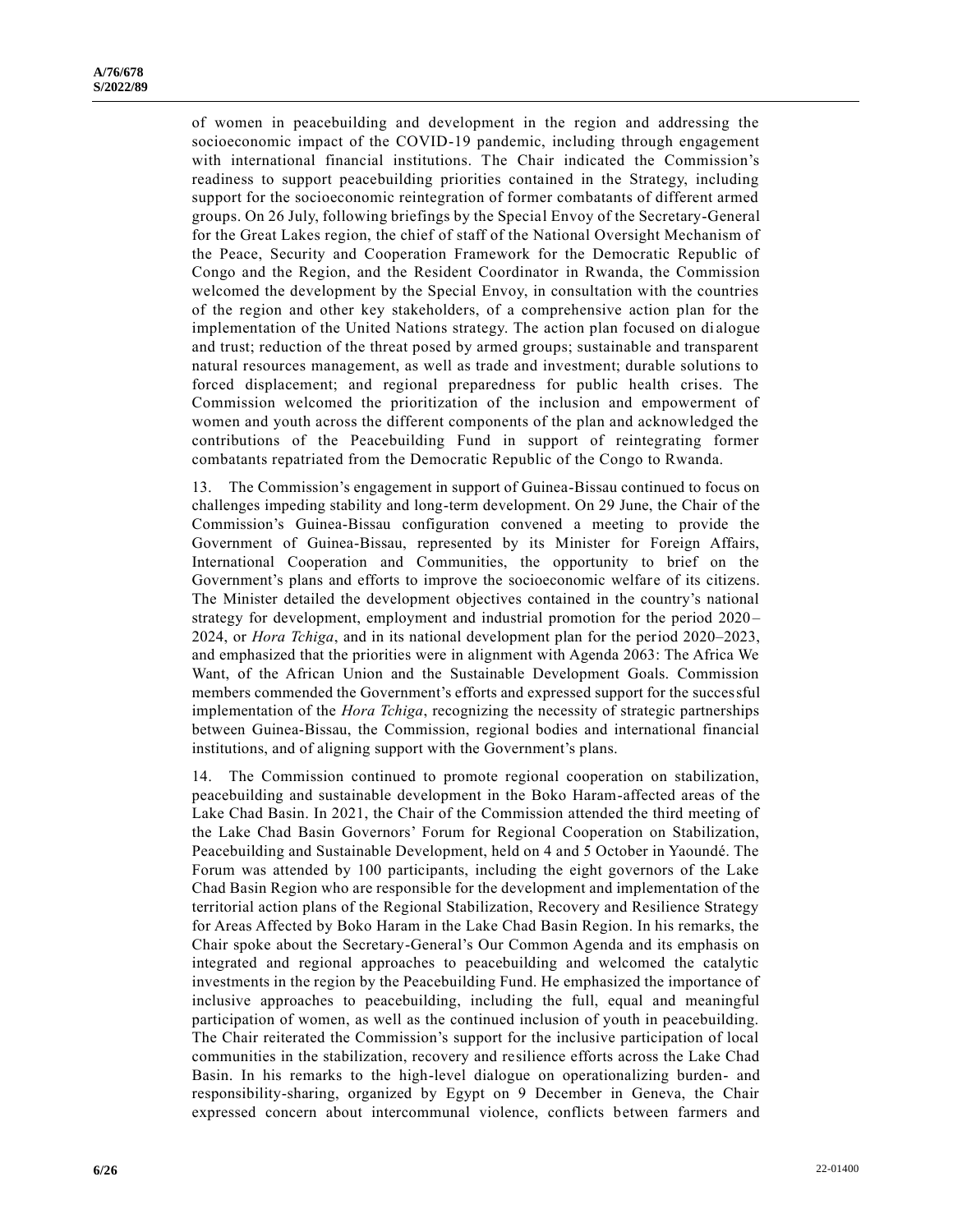of women in peacebuilding and development in the region and addressing the socioeconomic impact of the COVID-19 pandemic, including through engagement with international financial institutions. The Chair indicated the Commission's readiness to support peacebuilding priorities contained in the Strategy, including support for the socioeconomic reintegration of former combatants of different armed groups. On 26 July, following briefings by the Special Envoy of the Secretary-General for the Great Lakes region, the chief of staff of the National Oversight Mechanism of the Peace, Security and Cooperation Framework for the Democratic Republic of Congo and the Region, and the Resident Coordinator in Rwanda, the Commission welcomed the development by the Special Envoy, in consultation with the countries of the region and other key stakeholders, of a comprehensive action plan for the implementation of the United Nations strategy. The action plan focused on dialogue and trust; reduction of the threat posed by armed groups; sustainable and transparent natural resources management, as well as trade and investment; durable solutions to forced displacement; and regional preparedness for public health crises. The Commission welcomed the prioritization of the inclusion and empowerment of women and youth across the different components of the plan and acknowledged the contributions of the Peacebuilding Fund in support of reintegrating former combatants repatriated from the Democratic Republic of the Congo to Rwanda.

13. The Commission's engagement in support of Guinea-Bissau continued to focus on challenges impeding stability and long-term development. On 29 June, the Chair of the Commission's Guinea-Bissau configuration convened a meeting to provide the Government of Guinea-Bissau, represented by its Minister for Foreign Affairs, International Cooperation and Communities, the opportunity to brief on the Government's plans and efforts to improve the socioeconomic welfare of its citizens. The Minister detailed the development objectives contained in the country's national strategy for development, employment and industrial promotion for the period 2020–2024, or *Hora Tchiga*, and in its national development plan for the period 2020–2023, and emphasized that the priorities were in alignment with Agenda 2063: The Africa We Want, of the African Union and the Sustainable Development Goals. Commission members commended the Government's efforts and expressed support for the successful implementation of the *Hora Tchiga*, recognizing the necessity of strategic partnerships between Guinea-Bissau, the Commission, regional bodies and international financial institutions, and of aligning support with the Government's plans.

14. The Commission continued to promote regional cooperation on stabilization, peacebuilding and sustainable development in the Boko Haram-affected areas of the Lake Chad Basin. In 2021, the Chair of the Commission attended the third meeting of the Lake Chad Basin Governors' Forum for Regional Cooperation on Stabilization, Peacebuilding and Sustainable Development, held on 4 and 5 October in Yaoundé. The Forum was attended by 100 participants, including the eight governors of the Lake Chad Basin Region who are responsible for the development and implementation of the territorial action plans of the Regional Stabilization, Recovery and Resilience Strategy for Areas Affected by Boko Haram in the Lake Chad Basin Region. In his remarks, the Chair spoke about the Secretary-General's Our Common Agenda and its emphasis on integrated and regional approaches to peacebuilding and welcomed the catalytic investments in the region by the Peacebuilding Fund. He emphasized the importance of inclusive approaches to peacebuilding, including the full, equal and meaningful participation of women, as well as the continued inclusion of youth in peacebuilding. The Chair reiterated the Commission's support for the inclusive participation of local communities in the stabilization, recovery and resilience efforts across the Lake Chad Basin. In his remarks to the high-level dialogue on operationalizing burden- and responsibility-sharing, organized by Egypt on 9 December in Geneva, the Chair expressed concern about intercommunal violence, conflicts between farmers and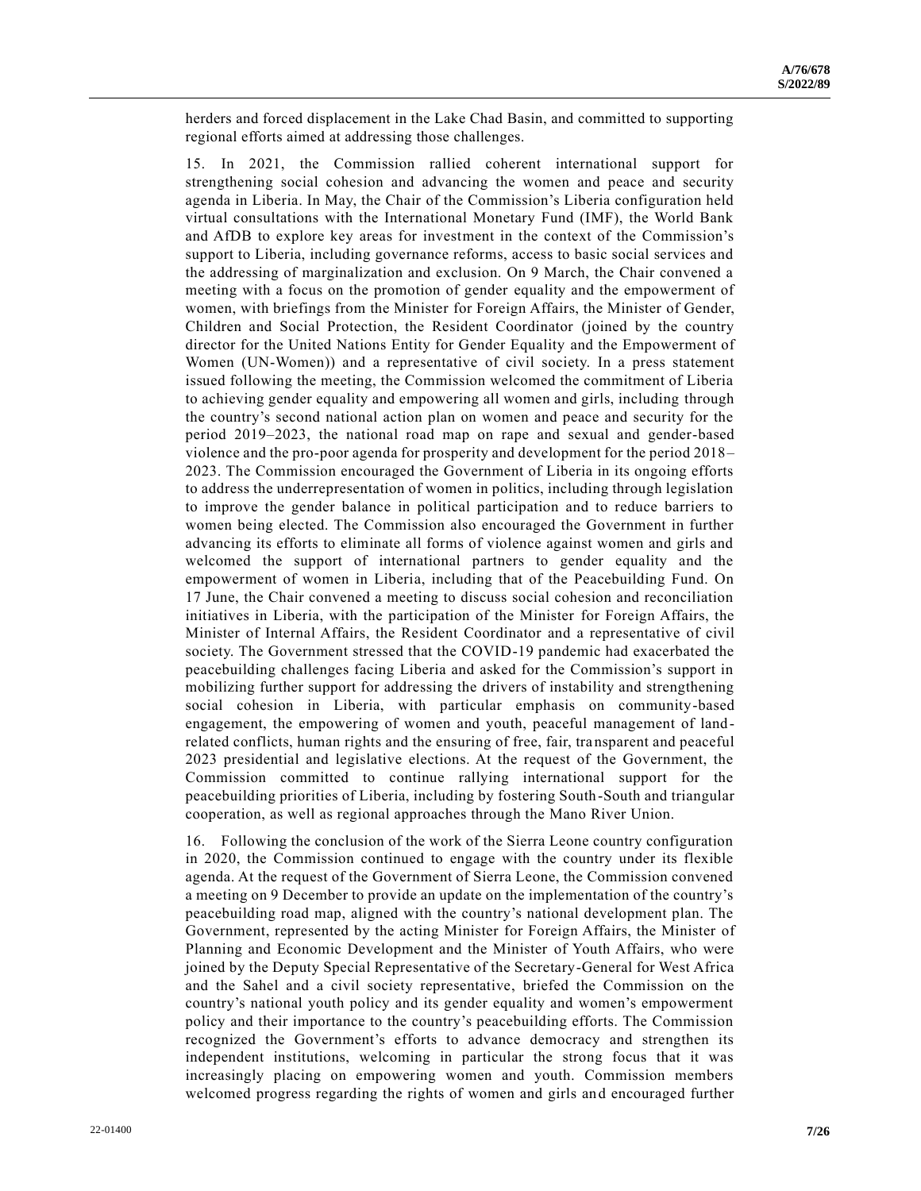herders and forced displacement in the Lake Chad Basin, and committed to supporting regional efforts aimed at addressing those challenges.

15. In 2021, the Commission rallied coherent international support for strengthening social cohesion and advancing the women and peace and security agenda in Liberia. In May, the Chair of the Commission's Liberia configuration held virtual consultations with the International Monetary Fund (IMF), the World Bank and AfDB to explore key areas for investment in the context of the Commission's support to Liberia, including governance reforms, access to basic social services and the addressing of marginalization and exclusion. On 9 March, the Chair convened a meeting with a focus on the promotion of gender equality and the empowerment of women, with briefings from the Minister for Foreign Affairs, the Minister of Gender, Children and Social Protection, the Resident Coordinator (joined by the country director for the United Nations Entity for Gender Equality and the Empowerment of Women (UN-Women)) and a representative of civil society. In a press statement issued following the meeting, the Commission welcomed the commitment of Liberia to achieving gender equality and empowering all women and girls, including through the country's second national action plan on women and peace and security for the period 2019–2023, the national road map on rape and sexual and gender-based violence and the pro-poor agenda for prosperity and development for the period 2018–2023. The Commission encouraged the Government of Liberia in its ongoing efforts to address the underrepresentation of women in politics, including through legislation to improve the gender balance in political participation and to reduce barriers to women being elected. The Commission also encouraged the Government in further advancing its efforts to eliminate all forms of violence against women and girls and welcomed the support of international partners to gender equality and the empowerment of women in Liberia, including that of the Peacebuilding Fund. On 17 June, the Chair convened a meeting to discuss social cohesion and reconciliation initiatives in Liberia, with the participation of the Minister for Foreign Affairs, the Minister of Internal Affairs, the Resident Coordinator and a representative of civil society. The Government stressed that the COVID-19 pandemic had exacerbated the peacebuilding challenges facing Liberia and asked for the Commission's support in mobilizing further support for addressing the drivers of instability and strengthening social cohesion in Liberia, with particular emphasis on community-based engagement, the empowering of women and youth, peaceful management of land-related conflicts, human rights and the ensuring of free, fair, transparent and peaceful 2023 presidential and legislative elections. At the request of the Government, the Commission committed to continue rallying international support for the peacebuilding priorities of Liberia, including by fostering South-South and triangular cooperation, as well as regional approaches through the Mano River Union.

16. Following the conclusion of the work of the Sierra Leone country configuration in 2020, the Commission continued to engage with the country under its flexible agenda. At the request of the Government of Sierra Leone, the Commission convened a meeting on 9 December to provide an update on the implementation of the country's peacebuilding road map, aligned with the country's national development plan. The Government, represented by the acting Minister for Foreign Affairs, the Minister of Planning and Economic Development and the Minister of Youth Affairs, who were joined by the Deputy Special Representative of the Secretary-General for West Africa and the Sahel and a civil society representative, briefed the Commission on the country's national youth policy and its gender equality and women's empowerment policy and their importance to the country's peacebuilding efforts. The Commission recognized the Government's efforts to advance democracy and strengthen its independent institutions, welcoming in particular the strong focus that it was increasingly placing on empowering women and youth. Commission members welcomed progress regarding the rights of women and girls and encouraged further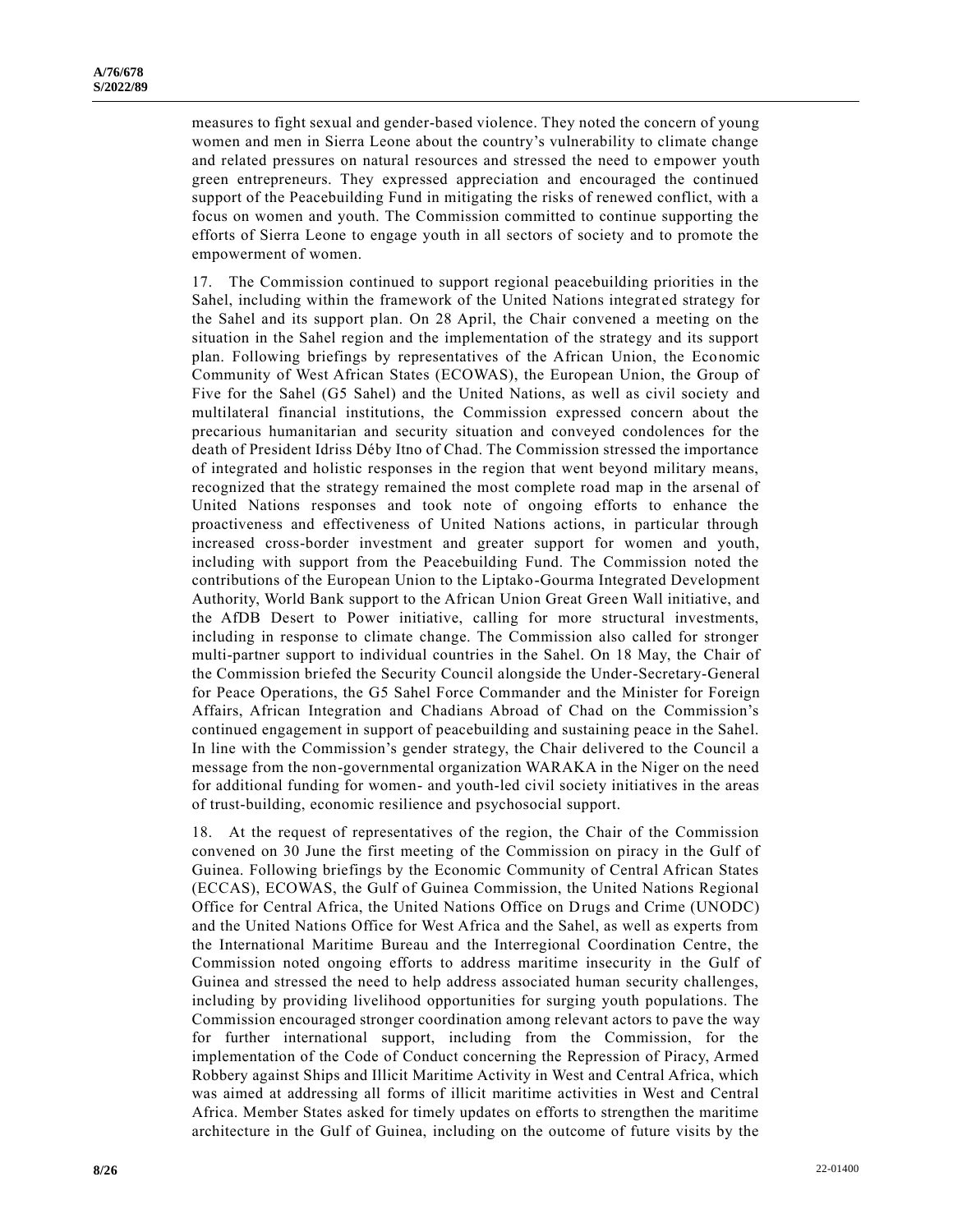measures to fight sexual and gender-based violence. They noted the concern of young women and men in Sierra Leone about the country's vulnerability to climate change and related pressures on natural resources and stressed the need to empower youth green entrepreneurs. They expressed appreciation and encouraged the continued support of the Peacebuilding Fund in mitigating the risks of renewed conflict, with a focus on women and youth. The Commission committed to continue supporting the efforts of Sierra Leone to engage youth in all sectors of society and to promote the empowerment of women.

17. The Commission continued to support regional peacebuilding priorities in the Sahel, including within the framework of the United Nations integrated strategy for the Sahel and its support plan. On 28 April, the Chair convened a meeting on the situation in the Sahel region and the implementation of the strategy and its support plan. Following briefings by representatives of the African Union, the Economic Community of West African States (ECOWAS), the European Union, the Group of Five for the Sahel (G5 Sahel) and the United Nations, as well as civil society and multilateral financial institutions, the Commission expressed concern about the precarious humanitarian and security situation and conveyed condolences for the death of President Idriss Déby Itno of Chad. The Commission stressed the importance of integrated and holistic responses in the region that went beyond military means, recognized that the strategy remained the most complete road map in the arsenal of United Nations responses and took note of ongoing efforts to enhance the proactiveness and effectiveness of United Nations actions, in particular through increased cross-border investment and greater support for women and youth, including with support from the Peacebuilding Fund. The Commission noted the contributions of the European Union to the Liptako-Gourma Integrated Development Authority, World Bank support to the African Union Great Green Wall initiative, and the AfDB Desert to Power initiative, calling for more structural investments, including in response to climate change. The Commission also called for stronger multi-partner support to individual countries in the Sahel. On 18 May, the Chair of the Commission briefed the Security Council alongside the Under-Secretary-General for Peace Operations, the G5 Sahel Force Commander and the Minister for Foreign Affairs, African Integration and Chadians Abroad of Chad on the Commission's continued engagement in support of peacebuilding and sustaining peace in the Sahel. In line with the Commission's gender strategy, the Chair delivered to the Council a message from the non-governmental organization WARAKA in the Niger on the need for additional funding for women- and youth-led civil society initiatives in the areas of trust-building, economic resilience and psychosocial support.

18. At the request of representatives of the region, the Chair of the Commission convened on 30 June the first meeting of the Commission on piracy in the Gulf of Guinea. Following briefings by the Economic Community of Central African States (ECCAS), ECOWAS, the Gulf of Guinea Commission, the United Nations Regional Office for Central Africa, the United Nations Office on Drugs and Crime (UNODC) and the United Nations Office for West Africa and the Sahel, as well as experts from the International Maritime Bureau and the Interregional Coordination Centre, the Commission noted ongoing efforts to address maritime insecurity in the Gulf of Guinea and stressed the need to help address associated human security challenges, including by providing livelihood opportunities for surging youth populations. The Commission encouraged stronger coordination among relevant actors to pave the way for further international support, including from the Commission, for the implementation of the Code of Conduct concerning the Repression of Piracy, Armed Robbery against Ships and Illicit Maritime Activity in West and Central Africa, which was aimed at addressing all forms of illicit maritime activities in West and Central Africa. Member States asked for timely updates on efforts to strengthen the maritime architecture in the Gulf of Guinea, including on the outcome of future visits by the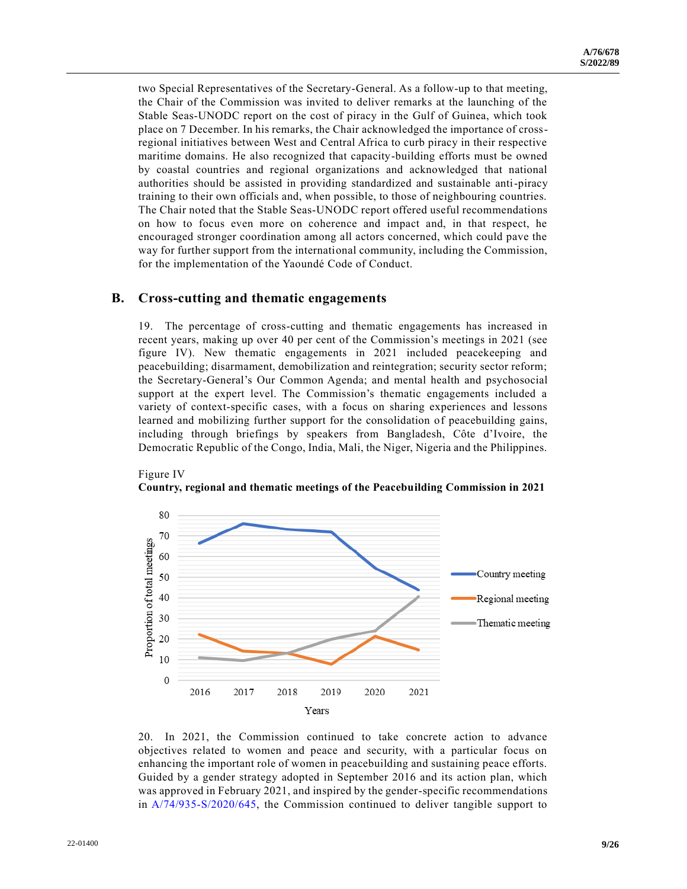two Special Representatives of the Secretary-General. As a follow-up to that meeting, the Chair of the Commission was invited to deliver remarks at the launching of the Stable Seas-UNODC report on the cost of piracy in the Gulf of Guinea, which took place on 7 December. In his remarks, the Chair acknowledged the importance of cross-regional initiatives between West and Central Africa to curb piracy in their respective maritime domains. He also recognized that capacity-building efforts must be owned by coastal countries and regional organizations and acknowledged that national authorities should be assisted in providing standardized and sustainable anti-piracy training to their own officials and, when possible, to those of neighbouring countries. The Chair noted that the Stable Seas-UNODC report offered useful recommendations on how to focus even more on coherence and impact and, in that respect, he encouraged stronger coordination among all actors concerned, which could pave the way for further support from the international community, including the Commission, for the implementation of the Yaoundé Code of Conduct.

## B. Cross-cutting and thematic engagements

19. The percentage of cross-cutting and thematic engagements has increased in recent years, making up over 40 per cent of the Commission's meetings in 2021 (see figure IV). New thematic engagements in 2021 included peacekeeping and peacebuilding; disarmament, demobilization and reintegration; security sector reform; the Secretary-General's Our Common Agenda; and mental health and psychosocial support at the expert level. The Commission's thematic engagements included a variety of context-specific cases, with a focus on sharing experiences and lessons learned and mobilizing further support for the consolidation of peacebuilding gains, including through briefings by speakers from Bangladesh, Côte d'Ivoire, the Democratic Republic of the Congo, India, Mali, the Niger, Nigeria and the Philippines.

Figure IV
**Country, regional and thematic meetings of the Peacebuilding Commission in 2021**

20. In 2021, the Commission continued to take concrete action to advance objectives related to women and peace and security, with a particular focus on enhancing the important role of women in peacebuilding and sustaining peace efforts. Guided by a gender strategy adopted in September 2016 and its action plan, which was approved in February 2021, and inspired by the gender-specific recommendations in A/74/935-S/2020/645, the Commission continued to deliver tangible support to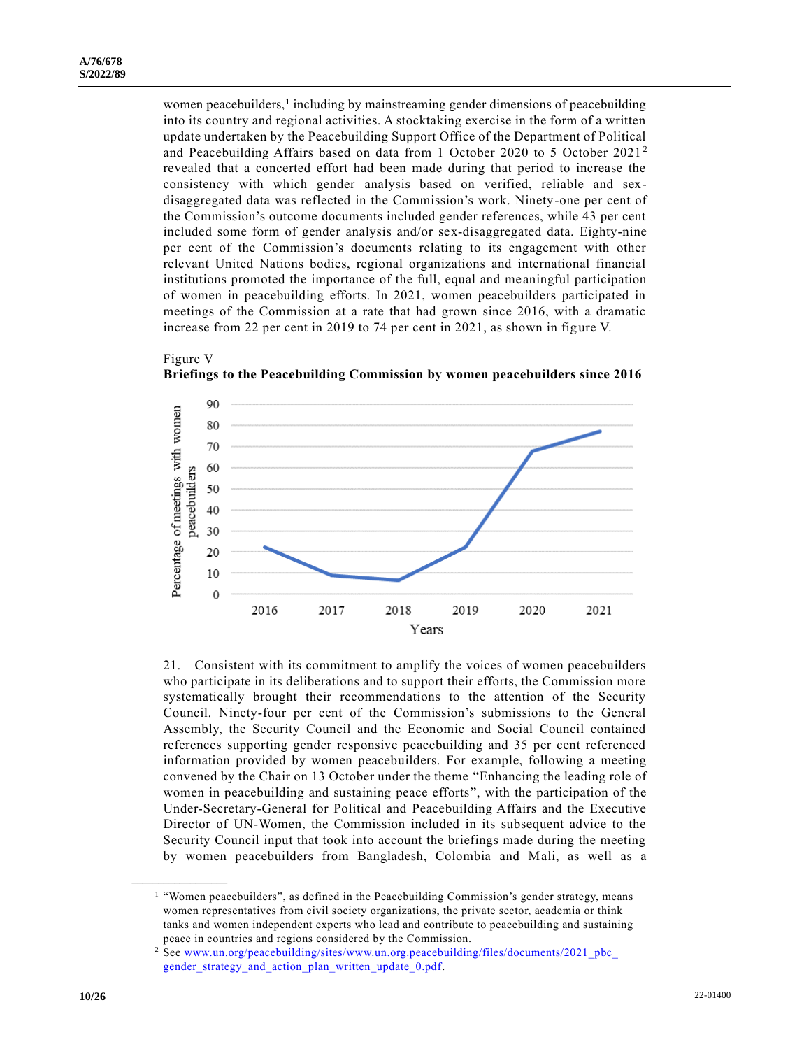women peacebuilders,[1] including by mainstreaming gender dimensions of peacebuilding into its country and regional activities. A stocktaking exercise in the form of a written update undertaken by the Peacebuilding Support Office of the Department of Political and Peacebuilding Affairs based on data from 1 October 2020 to 5 October 2021[2] revealed that a concerted effort had been made during that period to increase the consistency with which gender analysis based on verified, reliable and sex-disaggregated data was reflected in the Commission's work. Ninety-one per cent of the Commission's outcome documents included gender references, while 43 per cent included some form of gender analysis and/or sex-disaggregated data. Eighty-nine per cent of the Commission's documents relating to its engagement with other relevant United Nations bodies, regional organizations and international financial institutions promoted the importance of the full, equal and meaningful participation of women in peacebuilding efforts. In 2021, women peacebuilders participated in meetings of the Commission at a rate that had grown since 2016, with a dramatic increase from 22 per cent in 2019 to 74 per cent in 2021, as shown in figure V.

Figure V
**Briefings to the Peacebuilding Commission by women peacebuilders since 2016**

21. Consistent with its commitment to amplify the voices of women peacebuilders who participate in its deliberations and to support their efforts, the Commission more systematically brought their recommendations to the attention of the Security Council. Ninety-four per cent of the Commission's submissions to the General Assembly, the Security Council and the Economic and Social Council contained references supporting gender responsive peacebuilding and 35 per cent referenced information provided by women peacebuilders. For example, following a meeting convened by the Chair on 13 October under the theme "Enhancing the leading role of women in peacebuilding and sustaining peace efforts", with the participation of the Under-Secretary-General for Political and Peacebuilding Affairs and the Executive Director of UN-Women, the Commission included in its subsequent advice to the Security Council input that took into account the briefings made during the meeting by women peacebuilders from Bangladesh, Colombia and Mali, as well as a

---

[1] "Women peacebuilders", as defined in the Peacebuilding Commission's gender strategy, means women representatives from civil society organizations, the private sector, academia or think tanks and women independent experts who lead and contribute to peacebuilding and sustaining peace in countries and regions considered by the Commission.

[2] See www.un.org/peacebuilding/sites/www.un.org.peacebuilding/files/documents/2021_pbc_gender_strategy_and_action_plan_written_update_0.pdf.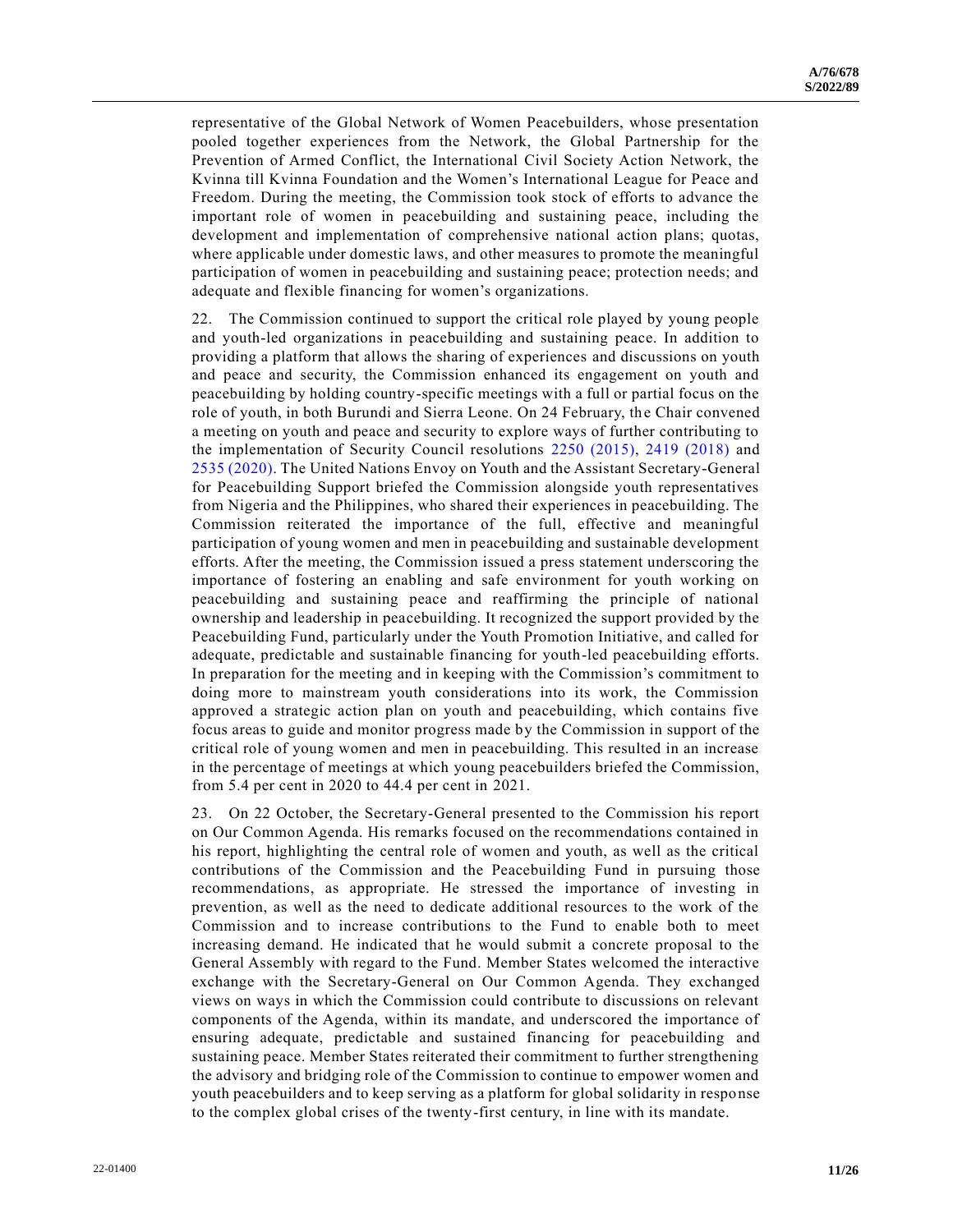representative of the Global Network of Women Peacebuilders, whose presentation pooled together experiences from the Network, the Global Partnership for the Prevention of Armed Conflict, the International Civil Society Action Network, the Kvinna till Kvinna Foundation and the Women's International League for Peace and Freedom. During the meeting, the Commission took stock of efforts to advance the important role of women in peacebuilding and sustaining peace, including the development and implementation of comprehensive national action plans; quotas, where applicable under domestic laws, and other measures to promote the meaningful participation of women in peacebuilding and sustaining peace; protection needs; and adequate and flexible financing for women's organizations.

22. The Commission continued to support the critical role played by young people and youth-led organizations in peacebuilding and sustaining peace. In addition to providing a platform that allows the sharing of experiences and discussions on youth and peace and security, the Commission enhanced its engagement on youth and peacebuilding by holding country-specific meetings with a full or partial focus on the role of youth, in both Burundi and Sierra Leone. On 24 February, the Chair convened a meeting on youth and peace and security to explore ways of further contributing to the implementation of Security Council resolutions 2250 (2015), 2419 (2018) and 2535 (2020). The United Nations Envoy on Youth and the Assistant Secretary-General for Peacebuilding Support briefed the Commission alongside youth representatives from Nigeria and the Philippines, who shared their experiences in peacebuilding. The Commission reiterated the importance of the full, effective and meaningful participation of young women and men in peacebuilding and sustainable development efforts. After the meeting, the Commission issued a press statement underscoring the importance of fostering an enabling and safe environment for youth working on peacebuilding and sustaining peace and reaffirming the principle of national ownership and leadership in peacebuilding. It recognized the support provided by the Peacebuilding Fund, particularly under the Youth Promotion Initiative, and called for adequate, predictable and sustainable financing for youth-led peacebuilding efforts. In preparation for the meeting and in keeping with the Commission's commitment to doing more to mainstream youth considerations into its work, the Commission approved a strategic action plan on youth and peacebuilding, which contains five focus areas to guide and monitor progress made by the Commission in support of the critical role of young women and men in peacebuilding. This resulted in an increase in the percentage of meetings at which young peacebuilders briefed the Commission, from 5.4 per cent in 2020 to 44.4 per cent in 2021.

23. On 22 October, the Secretary-General presented to the Commission his report on Our Common Agenda. His remarks focused on the recommendations contained in his report, highlighting the central role of women and youth, as well as the critical contributions of the Commission and the Peacebuilding Fund in pursuing those recommendations, as appropriate. He stressed the importance of investing in prevention, as well as the need to dedicate additional resources to the work of the Commission and to increase contributions to the Fund to enable both to meet increasing demand. He indicated that he would submit a concrete proposal to the General Assembly with regard to the Fund. Member States welcomed the interactive exchange with the Secretary-General on Our Common Agenda. They exchanged views on ways in which the Commission could contribute to discussions on relevant components of the Agenda, within its mandate, and underscored the importance of ensuring adequate, predictable and sustained financing for peacebuilding and sustaining peace. Member States reiterated their commitment to further strengthening the advisory and bridging role of the Commission to continue to empower women and youth peacebuilders and to keep serving as a platform for global solidarity in response to the complex global crises of the twenty-first century, in line with its mandate.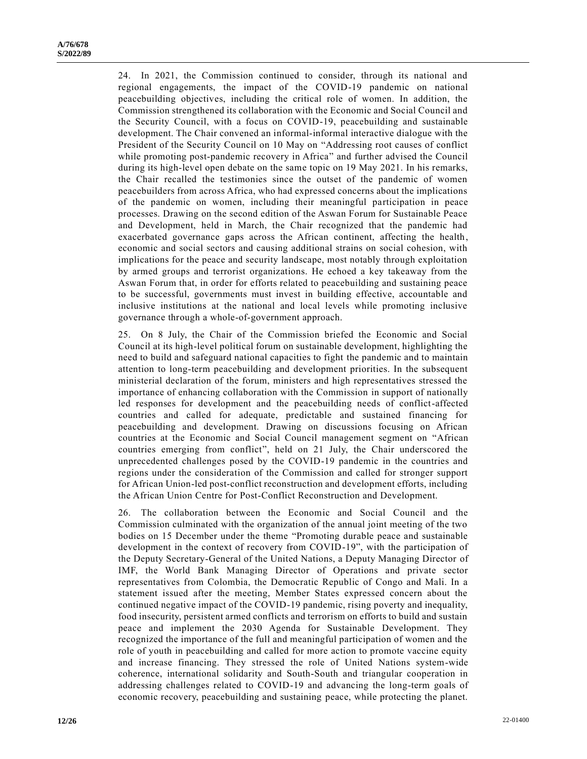24. In 2021, the Commission continued to consider, through its national and regional engagements, the impact of the COVID-19 pandemic on national peacebuilding objectives, including the critical role of women. In addition, the Commission strengthened its collaboration with the Economic and Social Council and the Security Council, with a focus on COVID-19, peacebuilding and sustainable development. The Chair convened an informal-informal interactive dialogue with the President of the Security Council on 10 May on "Addressing root causes of conflict while promoting post-pandemic recovery in Africa" and further advised the Council during its high-level open debate on the same topic on 19 May 2021. In his remarks, the Chair recalled the testimonies since the outset of the pandemic of women peacebuilders from across Africa, who had expressed concerns about the implications of the pandemic on women, including their meaningful participation in peace processes. Drawing on the second edition of the Aswan Forum for Sustainable Peace and Development, held in March, the Chair recognized that the pandemic had exacerbated governance gaps across the African continent, affecting the health, economic and social sectors and causing additional strains on social cohesion, with implications for the peace and security landscape, most notably through exploitation by armed groups and terrorist organizations. He echoed a key takeaway from the Aswan Forum that, in order for efforts related to peacebuilding and sustaining peace to be successful, governments must invest in building effective, accountable and inclusive institutions at the national and local levels while promoting inclusive governance through a whole-of-government approach.

25. On 8 July, the Chair of the Commission briefed the Economic and Social Council at its high-level political forum on sustainable development, highlighting the need to build and safeguard national capacities to fight the pandemic and to maintain attention to long-term peacebuilding and development priorities. In the subsequent ministerial declaration of the forum, ministers and high representatives stressed the importance of enhancing collaboration with the Commission in support of nationally led responses for development and the peacebuilding needs of conflict-affected countries and called for adequate, predictable and sustained financing for peacebuilding and development. Drawing on discussions focusing on African countries at the Economic and Social Council management segment on "African countries emerging from conflict", held on 21 July, the Chair underscored the unprecedented challenges posed by the COVID-19 pandemic in the countries and regions under the consideration of the Commission and called for stronger support for African Union-led post-conflict reconstruction and development efforts, including the African Union Centre for Post-Conflict Reconstruction and Development.

26. The collaboration between the Economic and Social Council and the Commission culminated with the organization of the annual joint meeting of the two bodies on 15 December under the theme "Promoting durable peace and sustainable development in the context of recovery from COVID-19", with the participation of the Deputy Secretary-General of the United Nations, a Deputy Managing Director of IMF, the World Bank Managing Director of Operations and private sector representatives from Colombia, the Democratic Republic of Congo and Mali. In a statement issued after the meeting, Member States expressed concern about the continued negative impact of the COVID-19 pandemic, rising poverty and inequality, food insecurity, persistent armed conflicts and terrorism on efforts to build and sustain peace and implement the 2030 Agenda for Sustainable Development. They recognized the importance of the full and meaningful participation of women and the role of youth in peacebuilding and called for more action to promote vaccine equity and increase financing. They stressed the role of United Nations system-wide coherence, international solidarity and South-South and triangular cooperation in addressing challenges related to COVID-19 and advancing the long-term goals of economic recovery, peacebuilding and sustaining peace, while protecting the planet.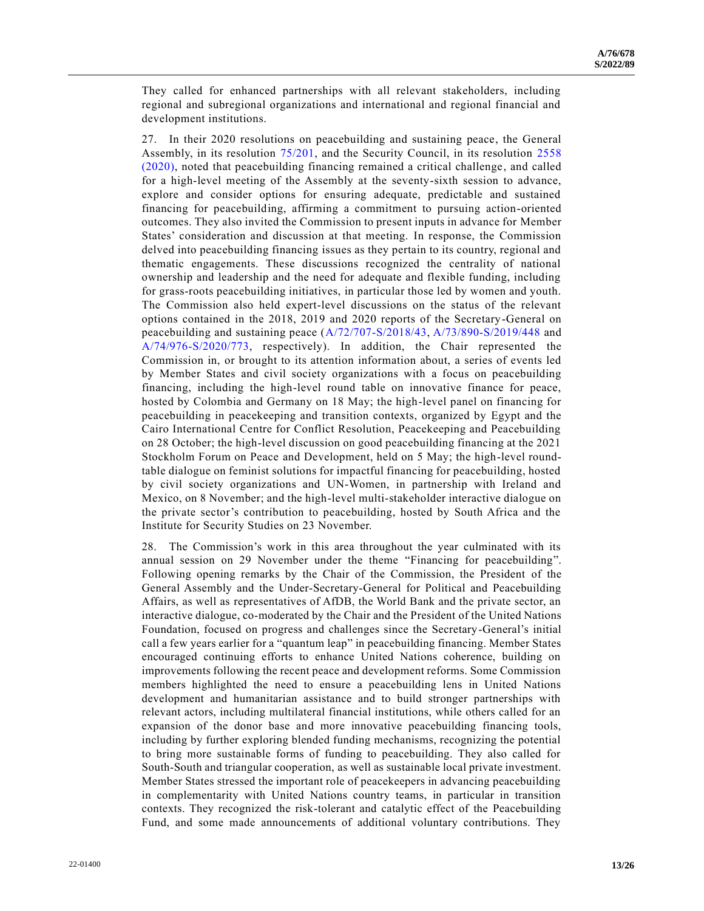They called for enhanced partnerships with all relevant stakeholders, including regional and subregional organizations and international and regional financial and development institutions.

27. In their 2020 resolutions on peacebuilding and sustaining peace, the General Assembly, in its resolution 75/201, and the Security Council, in its resolution 2558 (2020), noted that peacebuilding financing remained a critical challenge, and called for a high-level meeting of the Assembly at the seventy-sixth session to advance, explore and consider options for ensuring adequate, predictable and sustained financing for peacebuilding, affirming a commitment to pursuing action-oriented outcomes. They also invited the Commission to present inputs in advance for Member States' consideration and discussion at that meeting. In response, the Commission delved into peacebuilding financing issues as they pertain to its country, regional and thematic engagements. These discussions recognized the centrality of national ownership and leadership and the need for adequate and flexible funding, including for grass-roots peacebuilding initiatives, in particular those led by women and youth. The Commission also held expert-level discussions on the status of the relevant options contained in the 2018, 2019 and 2020 reports of the Secretary-General on peacebuilding and sustaining peace (A/72/707-S/2018/43, A/73/890-S/2019/448 and A/74/976-S/2020/773, respectively). In addition, the Chair represented the Commission in, or brought to its attention information about, a series of events led by Member States and civil society organizations with a focus on peacebuilding financing, including the high-level round table on innovative finance for peace, hosted by Colombia and Germany on 18 May; the high-level panel on financing for peacebuilding in peacekeeping and transition contexts, organized by Egypt and the Cairo International Centre for Conflict Resolution, Peacekeeping and Peacebuilding on 28 October; the high-level discussion on good peacebuilding financing at the 2021 Stockholm Forum on Peace and Development, held on 5 May; the high-level round-table dialogue on feminist solutions for impactful financing for peacebuilding, hosted by civil society organizations and UN-Women, in partnership with Ireland and Mexico, on 8 November; and the high-level multi-stakeholder interactive dialogue on the private sector's contribution to peacebuilding, hosted by South Africa and the Institute for Security Studies on 23 November.

28. The Commission's work in this area throughout the year culminated with its annual session on 29 November under the theme "Financing for peacebuilding". Following opening remarks by the Chair of the Commission, the President of the General Assembly and the Under-Secretary-General for Political and Peacebuilding Affairs, as well as representatives of AfDB, the World Bank and the private sector, an interactive dialogue, co-moderated by the Chair and the President of the United Nations Foundation, focused on progress and challenges since the Secretary-General's initial call a few years earlier for a "quantum leap" in peacebuilding financing. Member States encouraged continuing efforts to enhance United Nations coherence, building on improvements following the recent peace and development reforms. Some Commission members highlighted the need to ensure a peacebuilding lens in United Nations development and humanitarian assistance and to build stronger partnerships with relevant actors, including multilateral financial institutions, while others called for an expansion of the donor base and more innovative peacebuilding financing tools, including by further exploring blended funding mechanisms, recognizing the potential to bring more sustainable forms of funding to peacebuilding. They also called for South-South and triangular cooperation, as well as sustainable local private investment. Member States stressed the important role of peacekeepers in advancing peacebuilding in complementarity with United Nations country teams, in particular in transition contexts. They recognized the risk-tolerant and catalytic effect of the Peacebuilding Fund, and some made announcements of additional voluntary contributions. They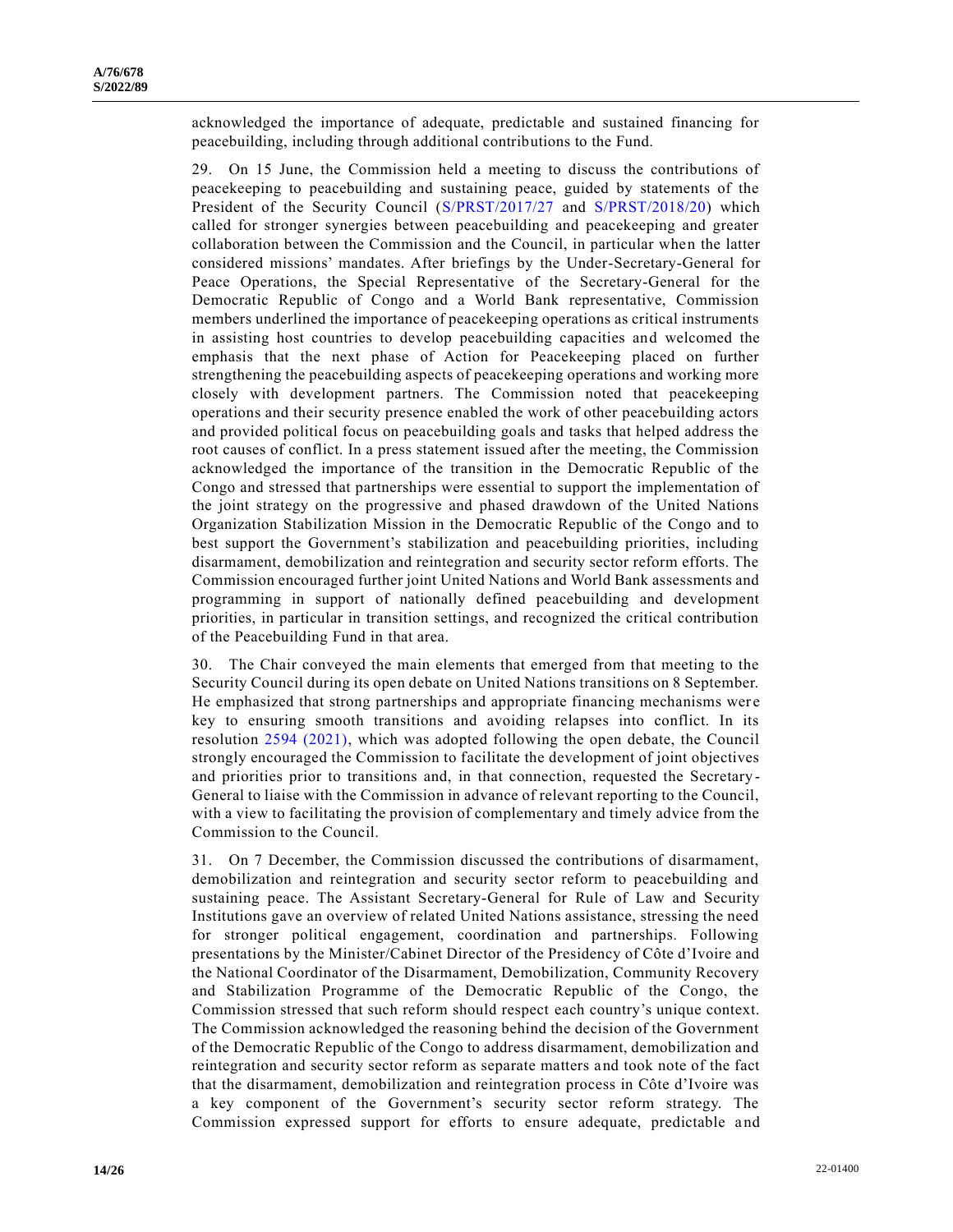acknowledged the importance of adequate, predictable and sustained financing for peacebuilding, including through additional contributions to the Fund.

29. On 15 June, the Commission held a meeting to discuss the contributions of peacekeeping to peacebuilding and sustaining peace, guided by statements of the President of the Security Council (S/PRST/2017/27 and S/PRST/2018/20) which called for stronger synergies between peacebuilding and peacekeeping and greater collaboration between the Commission and the Council, in particular when the latter considered missions' mandates. After briefings by the Under-Secretary-General for Peace Operations, the Special Representative of the Secretary-General for the Democratic Republic of Congo and a World Bank representative, Commission members underlined the importance of peacekeeping operations as critical instruments in assisting host countries to develop peacebuilding capacities and welcomed the emphasis that the next phase of Action for Peacekeeping placed on further strengthening the peacebuilding aspects of peacekeeping operations and working more closely with development partners. The Commission noted that peacekeeping operations and their security presence enabled the work of other peacebuilding actors and provided political focus on peacebuilding goals and tasks that helped address the root causes of conflict. In a press statement issued after the meeting, the Commission acknowledged the importance of the transition in the Democratic Republic of the Congo and stressed that partnerships were essential to support the implementation of the joint strategy on the progressive and phased drawdown of the United Nations Organization Stabilization Mission in the Democratic Republic of the Congo and to best support the Government's stabilization and peacebuilding priorities, including disarmament, demobilization and reintegration and security sector reform efforts. The Commission encouraged further joint United Nations and World Bank assessments and programming in support of nationally defined peacebuilding and development priorities, in particular in transition settings, and recognized the critical contribution of the Peacebuilding Fund in that area.

30. The Chair conveyed the main elements that emerged from that meeting to the Security Council during its open debate on United Nations transitions on 8 September. He emphasized that strong partnerships and appropriate financing mechanisms were key to ensuring smooth transitions and avoiding relapses into conflict. In its resolution 2594 (2021), which was adopted following the open debate, the Council strongly encouraged the Commission to facilitate the development of joint objectives and priorities prior to transitions and, in that connection, requested the Secretary-General to liaise with the Commission in advance of relevant reporting to the Council, with a view to facilitating the provision of complementary and timely advice from the Commission to the Council.

31. On 7 December, the Commission discussed the contributions of disarmament, demobilization and reintegration and security sector reform to peacebuilding and sustaining peace. The Assistant Secretary-General for Rule of Law and Security Institutions gave an overview of related United Nations assistance, stressing the need for stronger political engagement, coordination and partnerships. Following presentations by the Minister/Cabinet Director of the Presidency of Côte d'Ivoire and the National Coordinator of the Disarmament, Demobilization, Community Recovery and Stabilization Programme of the Democratic Republic of the Congo, the Commission stressed that such reform should respect each country's unique context. The Commission acknowledged the reasoning behind the decision of the Government of the Democratic Republic of the Congo to address disarmament, demobilization and reintegration and security sector reform as separate matters and took note of the fact that the disarmament, demobilization and reintegration process in Côte d'Ivoire was a key component of the Government's security sector reform strategy. The Commission expressed support for efforts to ensure adequate, predictable and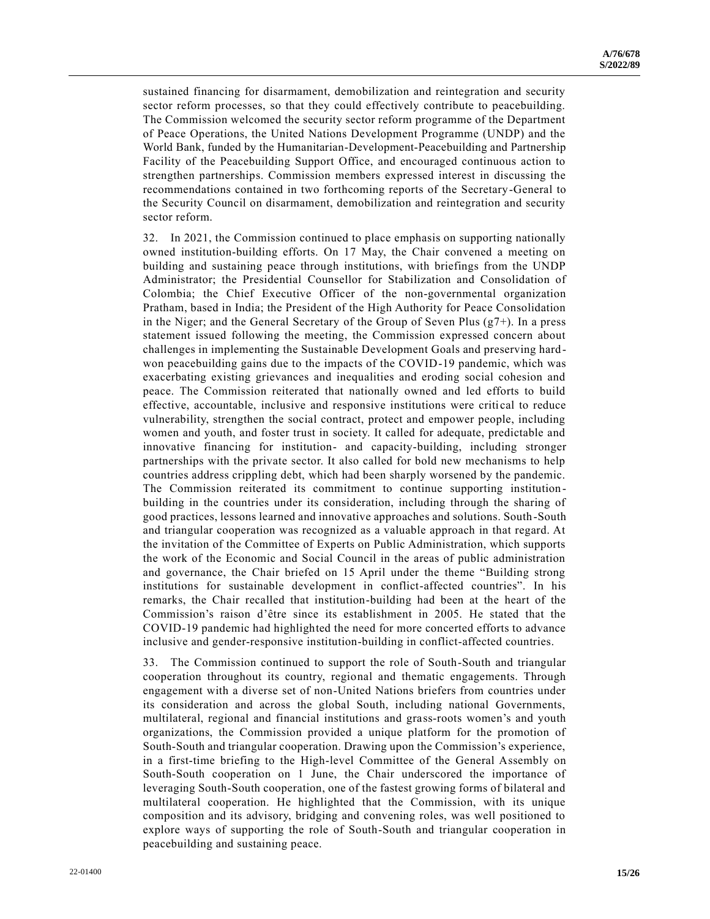sustained financing for disarmament, demobilization and reintegration and security sector reform processes, so that they could effectively contribute to peacebuilding. The Commission welcomed the security sector reform programme of the Department of Peace Operations, the United Nations Development Programme (UNDP) and the World Bank, funded by the Humanitarian-Development-Peacebuilding and Partnership Facility of the Peacebuilding Support Office, and encouraged continuous action to strengthen partnerships. Commission members expressed interest in discussing the recommendations contained in two forthcoming reports of the Secretary-General to the Security Council on disarmament, demobilization and reintegration and security sector reform.

32. In 2021, the Commission continued to place emphasis on supporting nationally owned institution-building efforts. On 17 May, the Chair convened a meeting on building and sustaining peace through institutions, with briefings from the UNDP Administrator; the Presidential Counsellor for Stabilization and Consolidation of Colombia; the Chief Executive Officer of the non-governmental organization Pratham, based in India; the President of the High Authority for Peace Consolidation in the Niger; and the General Secretary of the Group of Seven Plus (g7+). In a press statement issued following the meeting, the Commission expressed concern about challenges in implementing the Sustainable Development Goals and preserving hard-won peacebuilding gains due to the impacts of the COVID-19 pandemic, which was exacerbating existing grievances and inequalities and eroding social cohesion and peace. The Commission reiterated that nationally owned and led efforts to build effective, accountable, inclusive and responsive institutions were critical to reduce vulnerability, strengthen the social contract, protect and empower people, including women and youth, and foster trust in society. It called for adequate, predictable and innovative financing for institution- and capacity-building, including stronger partnerships with the private sector. It also called for bold new mechanisms to help countries address crippling debt, which had been sharply worsened by the pandemic. The Commission reiterated its commitment to continue supporting institution-building in the countries under its consideration, including through the sharing of good practices, lessons learned and innovative approaches and solutions. South-South and triangular cooperation was recognized as a valuable approach in that regard. At the invitation of the Committee of Experts on Public Administration, which supports the work of the Economic and Social Council in the areas of public administration and governance, the Chair briefed on 15 April under the theme "Building strong institutions for sustainable development in conflict-affected countries". In his remarks, the Chair recalled that institution-building had been at the heart of the Commission's raison d'être since its establishment in 2005. He stated that the COVID-19 pandemic had highlighted the need for more concerted efforts to advance inclusive and gender-responsive institution-building in conflict-affected countries.

33. The Commission continued to support the role of South-South and triangular cooperation throughout its country, regional and thematic engagements. Through engagement with a diverse set of non-United Nations briefers from countries under its consideration and across the global South, including national Governments, multilateral, regional and financial institutions and grass-roots women's and youth organizations, the Commission provided a unique platform for the promotion of South-South and triangular cooperation. Drawing upon the Commission's experience, in a first-time briefing to the High-level Committee of the General Assembly on South-South cooperation on 1 June, the Chair underscored the importance of leveraging South-South cooperation, one of the fastest growing forms of bilateral and multilateral cooperation. He highlighted that the Commission, with its unique composition and its advisory, bridging and convening roles, was well positioned to explore ways of supporting the role of South-South and triangular cooperation in peacebuilding and sustaining peace.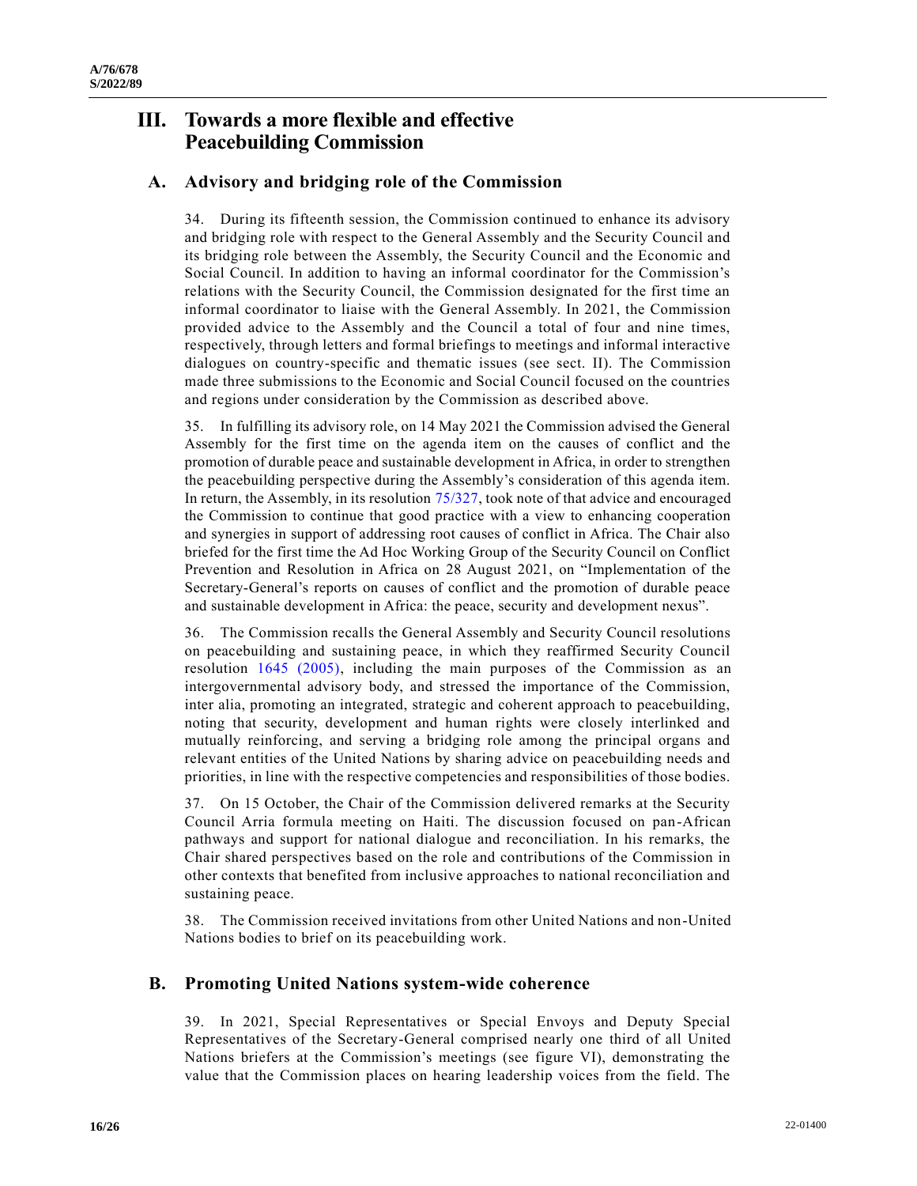# III. Towards a more flexible and effective Peacebuilding Commission

## A. Advisory and bridging role of the Commission

34. During its fifteenth session, the Commission continued to enhance its advisory and bridging role with respect to the General Assembly and the Security Council and its bridging role between the Assembly, the Security Council and the Economic and Social Council. In addition to having an informal coordinator for the Commission's relations with the Security Council, the Commission designated for the first time an informal coordinator to liaise with the General Assembly. In 2021, the Commission provided advice to the Assembly and the Council a total of four and nine times, respectively, through letters and formal briefings to meetings and informal interactive dialogues on country-specific and thematic issues (see sect. II). The Commission made three submissions to the Economic and Social Council focused on the countries and regions under consideration by the Commission as described above.

35. In fulfilling its advisory role, on 14 May 2021 the Commission advised the General Assembly for the first time on the agenda item on the causes of conflict and the promotion of durable peace and sustainable development in Africa, in order to strengthen the peacebuilding perspective during the Assembly's consideration of this agenda item. In return, the Assembly, in its resolution 75/327, took note of that advice and encouraged the Commission to continue that good practice with a view to enhancing cooperation and synergies in support of addressing root causes of conflict in Africa. The Chair also briefed for the first time the Ad Hoc Working Group of the Security Council on Conflict Prevention and Resolution in Africa on 28 August 2021, on "Implementation of the Secretary-General's reports on causes of conflict and the promotion of durable peace and sustainable development in Africa: the peace, security and development nexus".

36. The Commission recalls the General Assembly and Security Council resolutions on peacebuilding and sustaining peace, in which they reaffirmed Security Council resolution 1645 (2005), including the main purposes of the Commission as an intergovernmental advisory body, and stressed the importance of the Commission, inter alia, promoting an integrated, strategic and coherent approach to peacebuilding, noting that security, development and human rights were closely interlinked and mutually reinforcing, and serving a bridging role among the principal organs and relevant entities of the United Nations by sharing advice on peacebuilding needs and priorities, in line with the respective competencies and responsibilities of those bodies.

37. On 15 October, the Chair of the Commission delivered remarks at the Security Council Arria formula meeting on Haiti. The discussion focused on pan-African pathways and support for national dialogue and reconciliation. In his remarks, the Chair shared perspectives based on the role and contributions of the Commission in other contexts that benefited from inclusive approaches to national reconciliation and sustaining peace.

38. The Commission received invitations from other United Nations and non-United Nations bodies to brief on its peacebuilding work.

## B. Promoting United Nations system-wide coherence

39. In 2021, Special Representatives or Special Envoys and Deputy Special Representatives of the Secretary-General comprised nearly one third of all United Nations briefers at the Commission's meetings (see figure VI), demonstrating the value that the Commission places on hearing leadership voices from the field. The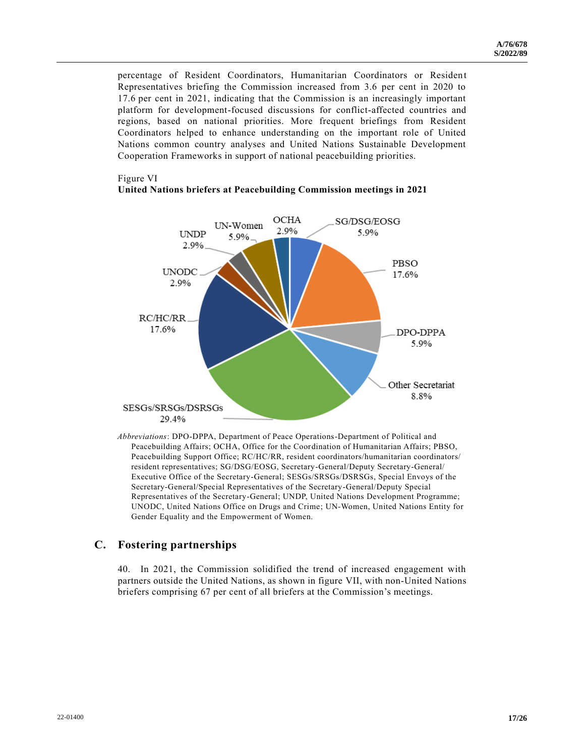percentage of Resident Coordinators, Humanitarian Coordinators or Resident Representatives briefing the Commission increased from 3.6 per cent in 2020 to 17.6 per cent in 2021, indicating that the Commission is an increasingly important platform for development-focused discussions for conflict-affected countries and regions, based on national priorities. More frequent briefings from Resident Coordinators helped to enhance understanding on the important role of United Nations common country analyses and United Nations Sustainable Development Cooperation Frameworks in support of national peacebuilding priorities.

Figure VI
**United Nations briefers at Peacebuilding Commission meetings in 2021**

| Briefer | Share |
|---|---|
| SG/DSG/EOSG | 5.9% |
| PBSO | 17.6% |
| DPO-DPPA | 5.9% |
| Other Secretariat | 8.8% |
| SESGs/SRSGs/DSRSGs | 29.4% |
| RC/HC/RR | 17.6% |
| UNODC | 2.9% |
| UNDP | 2.9% |
| UN-Women | 5.9% |
| OCHA | 2.9% |

*Abbreviations*: DPO-DPPA, Department of Peace Operations-Department of Political and Peacebuilding Affairs; OCHA, Office for the Coordination of Humanitarian Affairs; PBSO, Peacebuilding Support Office; RC/HC/RR, resident coordinators/humanitarian coordinators/ resident representatives; SG/DSG/EOSG, Secretary-General/Deputy Secretary-General/ Executive Office of the Secretary-General; SESGs/SRSGs/DSRSGs, Special Envoys of the Secretary-General/Special Representatives of the Secretary-General/Deputy Special Representatives of the Secretary-General; UNDP, United Nations Development Programme; UNODC, United Nations Office on Drugs and Crime; UN-Women, United Nations Entity for Gender Equality and the Empowerment of Women.

## C. Fostering partnerships

40. In 2021, the Commission solidified the trend of increased engagement with partners outside the United Nations, as shown in figure VII, with non-United Nations briefers comprising 67 per cent of all briefers at the Commission's meetings.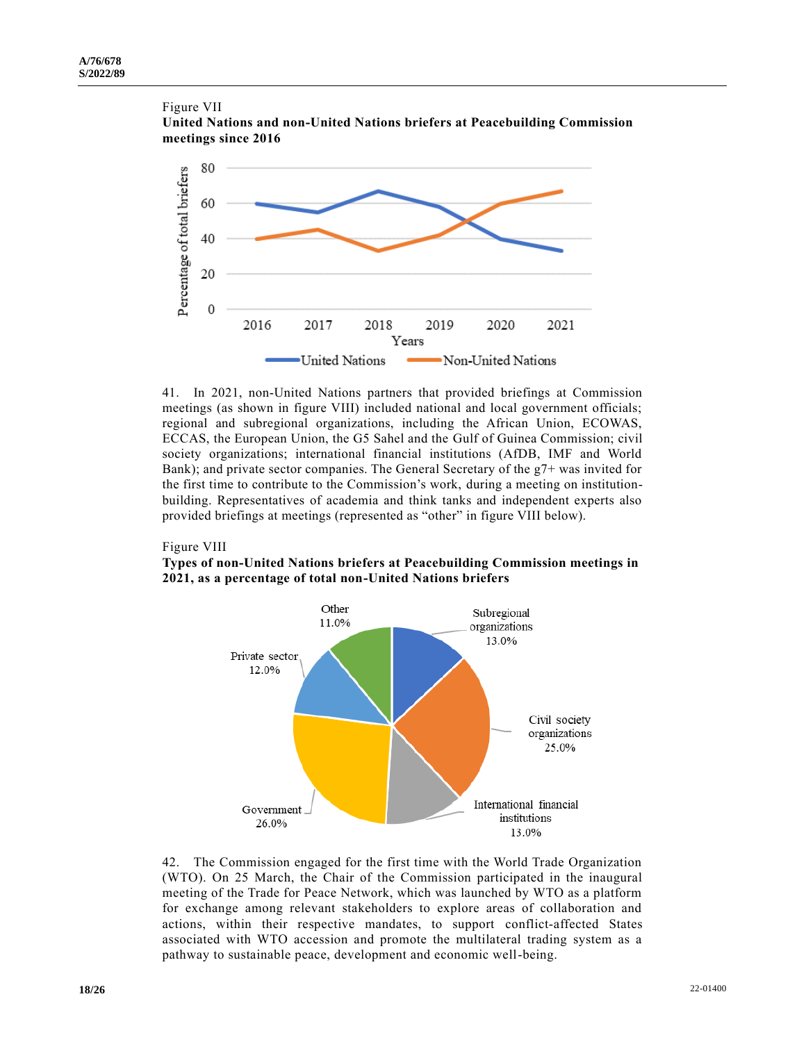Figure VII

**United Nations and non-United Nations briefers at Peacebuilding Commission meetings since 2016**

Figure VIII

**Types of non-United Nations briefers at Peacebuilding Commission meetings in 2021, as a percentage of total non-United Nations briefers**

41. In 2021, non-United Nations partners that provided briefings at Commission meetings (as shown in figure VIII) included national and local government officials; regional and subregional organizations, including the African Union, ECOWAS, ECCAS, the European Union, the G5 Sahel and the Gulf of Guinea Commission; civil society organizations; international financial institutions (AfDB, IMF and World Bank); and private sector companies. The General Secretary of the g7+ was invited for the first time to contribute to the Commission's work, during a meeting on institution-building. Representatives of academia and think tanks and independent experts also provided briefings at meetings (represented as "other" in figure VIII below).

42. The Commission engaged for the first time with the World Trade Organization (WTO). On 25 March, the Chair of the Commission participated in the inaugural meeting of the Trade for Peace Network, which was launched by WTO as a platform for exchange among relevant stakeholders to explore areas of collaboration and actions, within their respective mandates, to support conflict-affected States associated with WTO accession and promote the multilateral trading system as a pathway to sustainable peace, development and economic well-being.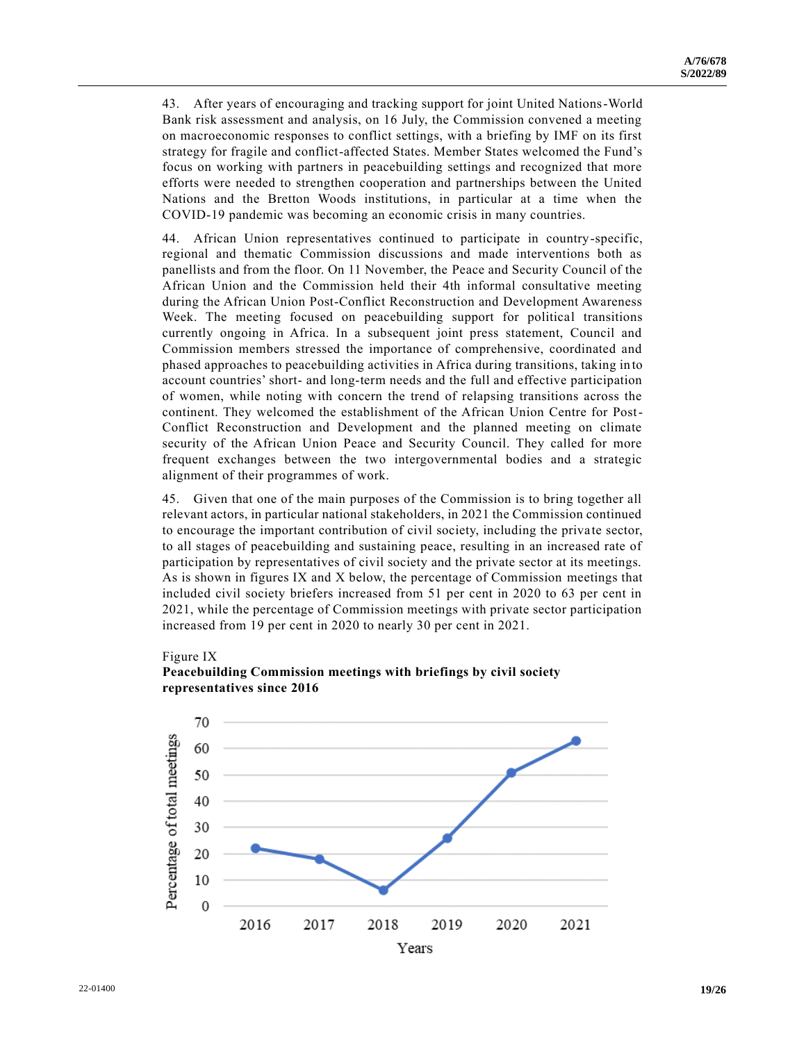43. After years of encouraging and tracking support for joint United Nations-World Bank risk assessment and analysis, on 16 July, the Commission convened a meeting on macroeconomic responses to conflict settings, with a briefing by IMF on its first strategy for fragile and conflict-affected States. Member States welcomed the Fund's focus on working with partners in peacebuilding settings and recognized that more efforts were needed to strengthen cooperation and partnerships between the United Nations and the Bretton Woods institutions, in particular at a time when the COVID-19 pandemic was becoming an economic crisis in many countries.

44. African Union representatives continued to participate in country-specific, regional and thematic Commission discussions and made interventions both as panellists and from the floor. On 11 November, the Peace and Security Council of the African Union and the Commission held their 4th informal consultative meeting during the African Union Post-Conflict Reconstruction and Development Awareness Week. The meeting focused on peacebuilding support for political transitions currently ongoing in Africa. In a subsequent joint press statement, Council and Commission members stressed the importance of comprehensive, coordinated and phased approaches to peacebuilding activities in Africa during transitions, taking into account countries' short- and long-term needs and the full and effective participation of women, while noting with concern the trend of relapsing transitions across the continent. They welcomed the establishment of the African Union Centre for Post-Conflict Reconstruction and Development and the planned meeting on climate security of the African Union Peace and Security Council. They called for more frequent exchanges between the two intergovernmental bodies and a strategic alignment of their programmes of work.

45. Given that one of the main purposes of the Commission is to bring together all relevant actors, in particular national stakeholders, in 2021 the Commission continued to encourage the important contribution of civil society, including the private sector, to all stages of peacebuilding and sustaining peace, resulting in an increased rate of participation by representatives of civil society and the private sector at its meetings. As is shown in figures IX and X below, the percentage of Commission meetings that included civil society briefers increased from 51 per cent in 2020 to 63 per cent in 2021, while the percentage of Commission meetings with private sector participation increased from 19 per cent in 2020 to nearly 30 per cent in 2021.

Figure IX
**Peacebuilding Commission meetings with briefings by civil society representatives since 2016**

| Years | Percentage of total meetings |
|---|---|
| 2016 | 22 |
| 2017 | 18 |
| 2018 | 6 |
| 2019 | 26 |
| 2020 | 51 |
| 2021 | 63 |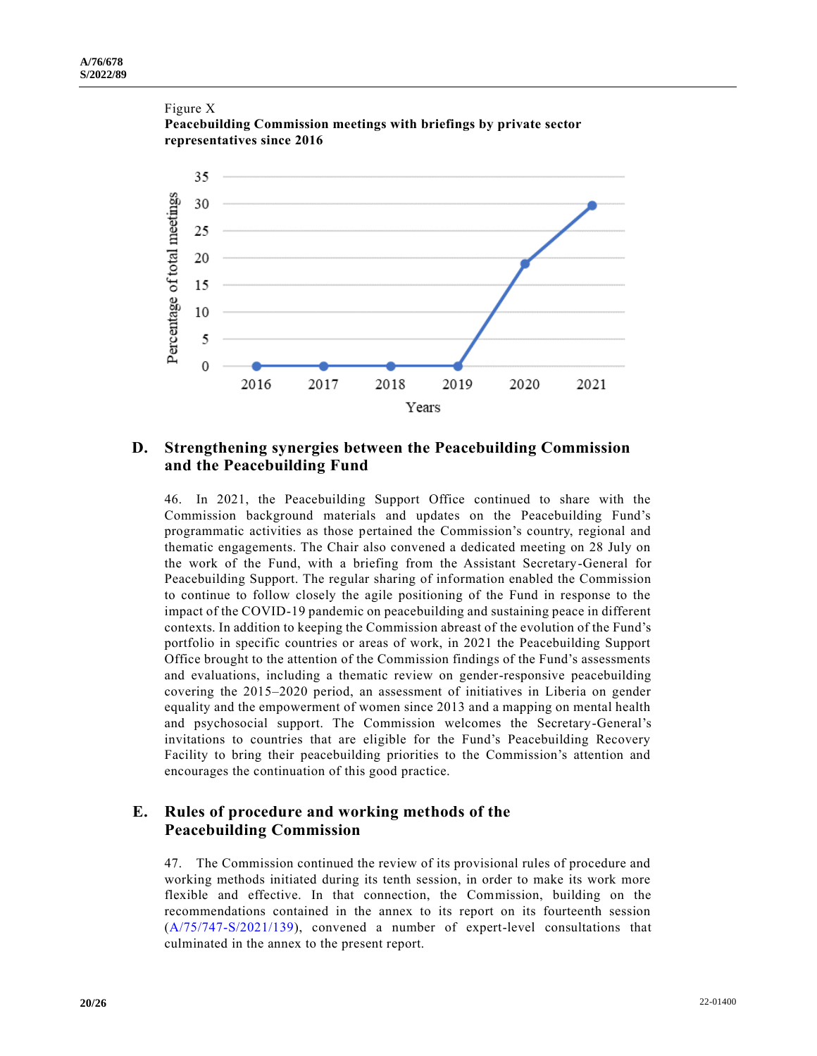Figure X
**Peacebuilding Commission meetings with briefings by private sector representatives since 2016**

| Years | Percentage of total meetings |
|---|---|
| 2016 | 0 |
| 2017 | 0 |
| 2018 | 0 |
| 2019 | 0 |
| 2020 | 19 |
| 2021 | 30 |

## D. Strengthening synergies between the Peacebuilding Commission and the Peacebuilding Fund

46. In 2021, the Peacebuilding Support Office continued to share with the Commission background materials and updates on the Peacebuilding Fund's programmatic activities as those pertained the Commission's country, regional and thematic engagements. The Chair also convened a dedicated meeting on 28 July on the work of the Fund, with a briefing from the Assistant Secretary-General for Peacebuilding Support. The regular sharing of information enabled the Commission to continue to follow closely the agile positioning of the Fund in response to the impact of the COVID-19 pandemic on peacebuilding and sustaining peace in different contexts. In addition to keeping the Commission abreast of the evolution of the Fund's portfolio in specific countries or areas of work, in 2021 the Peacebuilding Support Office brought to the attention of the Commission findings of the Fund's assessments and evaluations, including a thematic review on gender-responsive peacebuilding covering the 2015–2020 period, an assessment of initiatives in Liberia on gender equality and the empowerment of women since 2013 and a mapping on mental health and psychosocial support. The Commission welcomes the Secretary-General's invitations to countries that are eligible for the Fund's Peacebuilding Recovery Facility to bring their peacebuilding priorities to the Commission's attention and encourages the continuation of this good practice.

## E. Rules of procedure and working methods of the Peacebuilding Commission

47. The Commission continued the review of its provisional rules of procedure and working methods initiated during its tenth session, in order to make its work more flexible and effective. In that connection, the Commission, building on the recommendations contained in the annex to its report on its fourteenth session (A/75/747-S/2021/139), convened a number of expert-level consultations that culminated in the annex to the present report.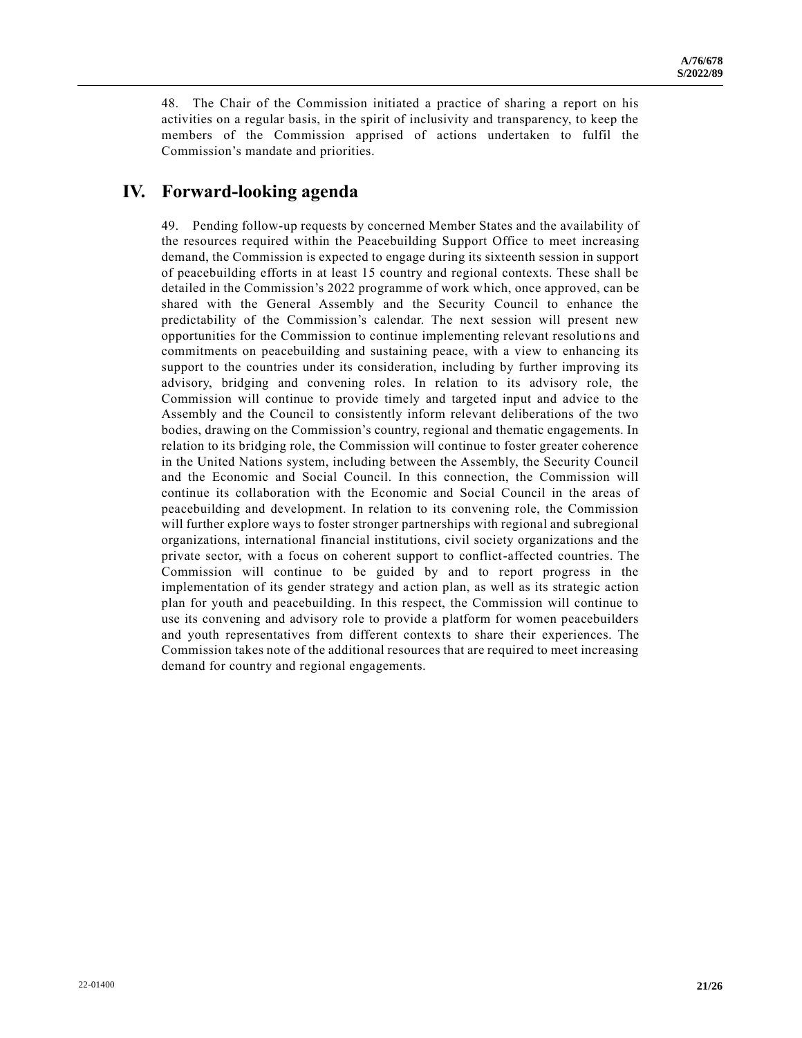48. The Chair of the Commission initiated a practice of sharing a report on his activities on a regular basis, in the spirit of inclusivity and transparency, to keep the members of the Commission apprised of actions undertaken to fulfil the Commission's mandate and priorities.

## IV. Forward-looking agenda

49. Pending follow-up requests by concerned Member States and the availability of the resources required within the Peacebuilding Support Office to meet increasing demand, the Commission is expected to engage during its sixteenth session in support of peacebuilding efforts in at least 15 country and regional contexts. These shall be detailed in the Commission's 2022 programme of work which, once approved, can be shared with the General Assembly and the Security Council to enhance the predictability of the Commission's calendar. The next session will present new opportunities for the Commission to continue implementing relevant resolutions and commitments on peacebuilding and sustaining peace, with a view to enhancing its support to the countries under its consideration, including by further improving its advisory, bridging and convening roles. In relation to its advisory role, the Commission will continue to provide timely and targeted input and advice to the Assembly and the Council to consistently inform relevant deliberations of the two bodies, drawing on the Commission's country, regional and thematic engagements. In relation to its bridging role, the Commission will continue to foster greater coherence in the United Nations system, including between the Assembly, the Security Council and the Economic and Social Council. In this connection, the Commission will continue its collaboration with the Economic and Social Council in the areas of peacebuilding and development. In relation to its convening role, the Commission will further explore ways to foster stronger partnerships with regional and subregional organizations, international financial institutions, civil society organizations and the private sector, with a focus on coherent support to conflict-affected countries. The Commission will continue to be guided by and to report progress in the implementation of its gender strategy and action plan, as well as its strategic action plan for youth and peacebuilding. In this respect, the Commission will continue to use its convening and advisory role to provide a platform for women peacebuilders and youth representatives from different contexts to share their experiences. The Commission takes note of the additional resources that are required to meet increasing demand for country and regional engagements.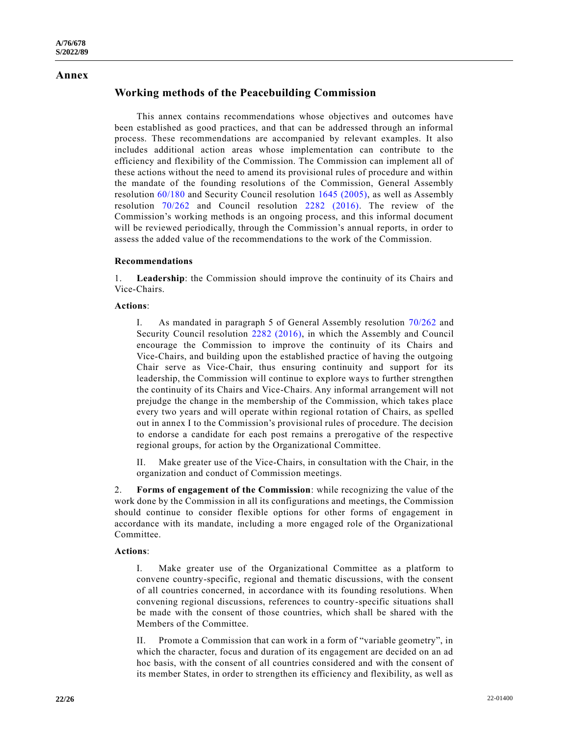## Annex

### Working methods of the Peacebuilding Commission

This annex contains recommendations whose objectives and outcomes have been established as good practices, and that can be addressed through an informal process. These recommendations are accompanied by relevant examples. It also includes additional action areas whose implementation can contribute to the efficiency and flexibility of the Commission. The Commission can implement all of these actions without the need to amend its provisional rules of procedure and within the mandate of the founding resolutions of the Commission, General Assembly resolution 60/180 and Security Council resolution 1645 (2005), as well as Assembly resolution 70/262 and Council resolution 2282 (2016). The review of the Commission's working methods is an ongoing process, and this informal document will be reviewed periodically, through the Commission's annual reports, in order to assess the added value of the recommendations to the work of the Commission.

**Recommendations**

1. **Leadership**: the Commission should improve the continuity of its Chairs and Vice-Chairs.

**Actions**:

I. As mandated in paragraph 5 of General Assembly resolution 70/262 and Security Council resolution 2282 (2016), in which the Assembly and Council encourage the Commission to improve the continuity of its Chairs and Vice-Chairs, and building upon the established practice of having the outgoing Chair serve as Vice-Chair, thus ensuring continuity and support for its leadership, the Commission will continue to explore ways to further strengthen the continuity of its Chairs and Vice-Chairs. Any informal arrangement will not prejudge the change in the membership of the Commission, which takes place every two years and will operate within regional rotation of Chairs, as spelled out in annex I to the Commission's provisional rules of procedure. The decision to endorse a candidate for each post remains a prerogative of the respective regional groups, for action by the Organizational Committee.

II. Make greater use of the Vice-Chairs, in consultation with the Chair, in the organization and conduct of Commission meetings.

2. **Forms of engagement of the Commission**: while recognizing the value of the work done by the Commission in all its configurations and meetings, the Commission should continue to consider flexible options for other forms of engagement in accordance with its mandate, including a more engaged role of the Organizational Committee.

**Actions**:

I. Make greater use of the Organizational Committee as a platform to convene country-specific, regional and thematic discussions, with the consent of all countries concerned, in accordance with its founding resolutions. When convening regional discussions, references to country-specific situations shall be made with the consent of those countries, which shall be shared with the Members of the Committee.

II. Promote a Commission that can work in a form of "variable geometry", in which the character, focus and duration of its engagement are decided on an ad hoc basis, with the consent of all countries considered and with the consent of its member States, in order to strengthen its efficiency and flexibility, as well as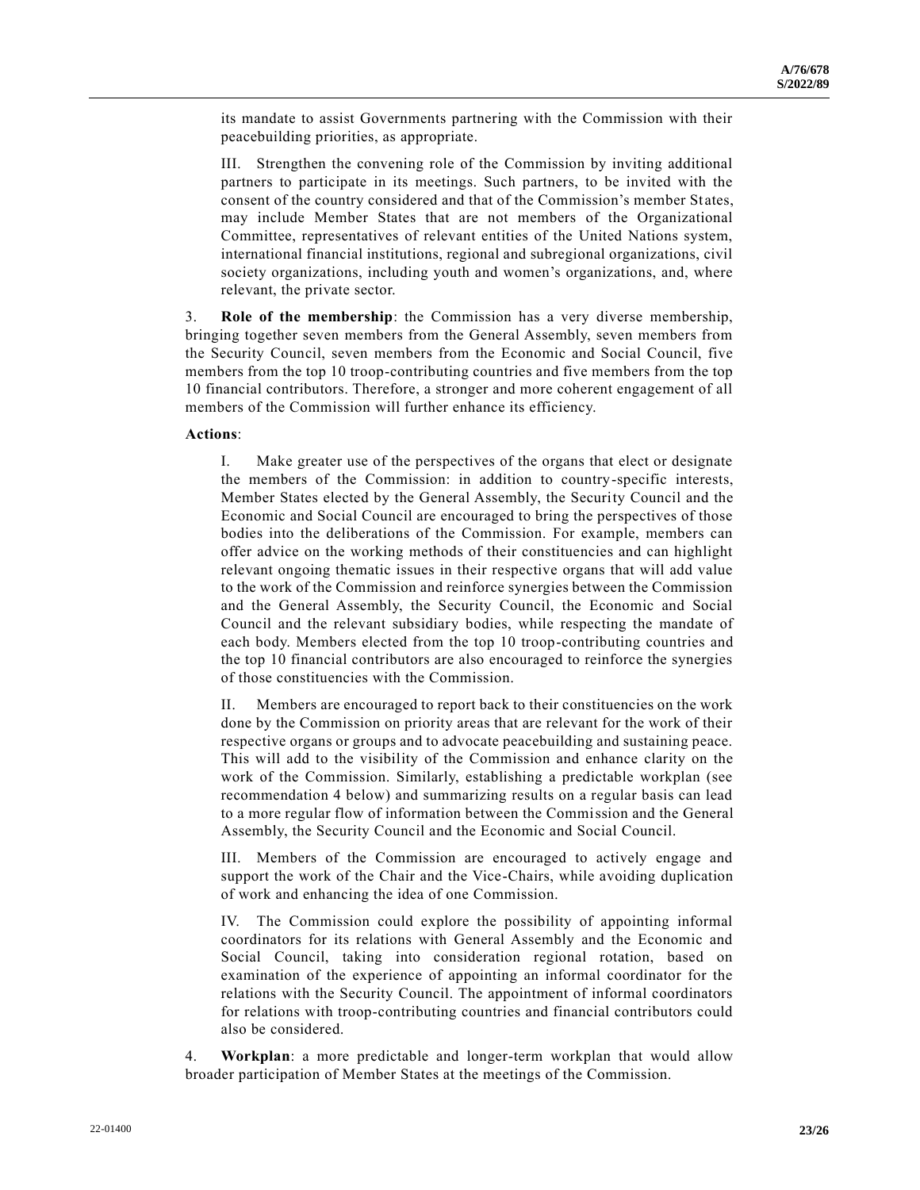its mandate to assist Governments partnering with the Commission with their peacebuilding priorities, as appropriate.

III. Strengthen the convening role of the Commission by inviting additional partners to participate in its meetings. Such partners, to be invited with the consent of the country considered and that of the Commission's member States, may include Member States that are not members of the Organizational Committee, representatives of relevant entities of the United Nations system, international financial institutions, regional and subregional organizations, civil society organizations, including youth and women's organizations, and, where relevant, the private sector.

3. **Role of the membership**: the Commission has a very diverse membership, bringing together seven members from the General Assembly, seven members from the Security Council, seven members from the Economic and Social Council, five members from the top 10 troop-contributing countries and five members from the top 10 financial contributors. Therefore, a stronger and more coherent engagement of all members of the Commission will further enhance its efficiency.

**Actions**:

I. Make greater use of the perspectives of the organs that elect or designate the members of the Commission: in addition to country-specific interests, Member States elected by the General Assembly, the Security Council and the Economic and Social Council are encouraged to bring the perspectives of those bodies into the deliberations of the Commission. For example, members can offer advice on the working methods of their constituencies and can highlight relevant ongoing thematic issues in their respective organs that will add value to the work of the Commission and reinforce synergies between the Commission and the General Assembly, the Security Council, the Economic and Social Council and the relevant subsidiary bodies, while respecting the mandate of each body. Members elected from the top 10 troop-contributing countries and the top 10 financial contributors are also encouraged to reinforce the synergies of those constituencies with the Commission.

II. Members are encouraged to report back to their constituencies on the work done by the Commission on priority areas that are relevant for the work of their respective organs or groups and to advocate peacebuilding and sustaining peace. This will add to the visibility of the Commission and enhance clarity on the work of the Commission. Similarly, establishing a predictable workplan (see recommendation 4 below) and summarizing results on a regular basis can lead to a more regular flow of information between the Commission and the General Assembly, the Security Council and the Economic and Social Council.

III. Members of the Commission are encouraged to actively engage and support the work of the Chair and the Vice-Chairs, while avoiding duplication of work and enhancing the idea of one Commission.

IV. The Commission could explore the possibility of appointing informal coordinators for its relations with General Assembly and the Economic and Social Council, taking into consideration regional rotation, based on examination of the experience of appointing an informal coordinator for the relations with the Security Council. The appointment of informal coordinators for relations with troop-contributing countries and financial contributors could also be considered.

4. **Workplan**: a more predictable and longer-term workplan that would allow broader participation of Member States at the meetings of the Commission.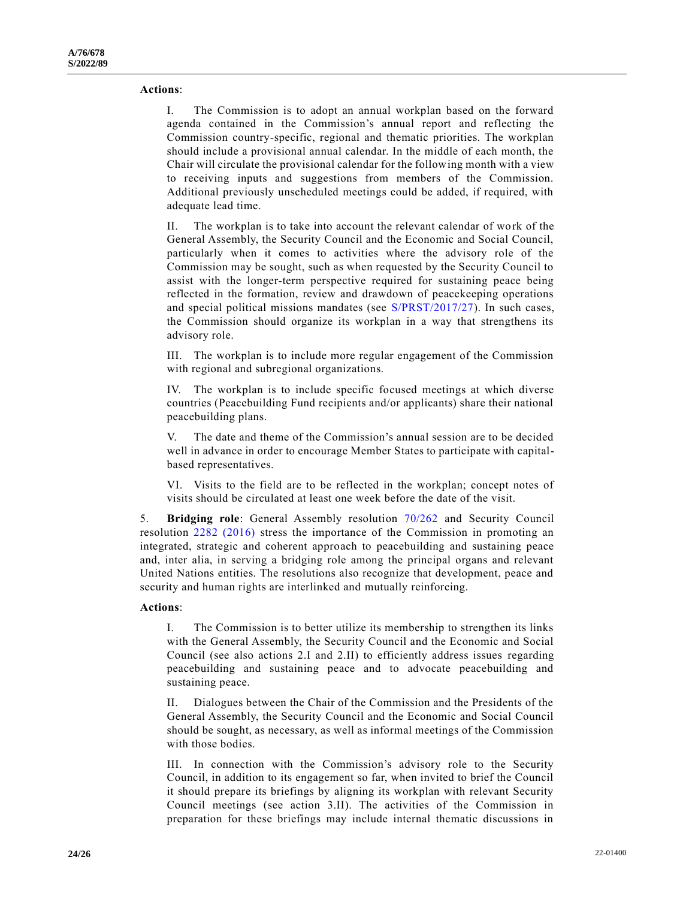**Actions**:

I. The Commission is to adopt an annual workplan based on the forward agenda contained in the Commission's annual report and reflecting the Commission country-specific, regional and thematic priorities. The workplan should include a provisional annual calendar. In the middle of each month, the Chair will circulate the provisional calendar for the following month with a view to receiving inputs and suggestions from members of the Commission. Additional previously unscheduled meetings could be added, if required, with adequate lead time.

II. The workplan is to take into account the relevant calendar of work of the General Assembly, the Security Council and the Economic and Social Council, particularly when it comes to activities where the advisory role of the Commission may be sought, such as when requested by the Security Council to assist with the longer-term perspective required for sustaining peace being reflected in the formation, review and drawdown of peacekeeping operations and special political missions mandates (see S/PRST/2017/27). In such cases, the Commission should organize its workplan in a way that strengthens its advisory role.

III. The workplan is to include more regular engagement of the Commission with regional and subregional organizations.

IV. The workplan is to include specific focused meetings at which diverse countries (Peacebuilding Fund recipients and/or applicants) share their national peacebuilding plans.

V. The date and theme of the Commission's annual session are to be decided well in advance in order to encourage Member States to participate with capital-based representatives.

VI. Visits to the field are to be reflected in the workplan; concept notes of visits should be circulated at least one week before the date of the visit.

5. **Bridging role**: General Assembly resolution 70/262 and Security Council resolution 2282 (2016) stress the importance of the Commission in promoting an integrated, strategic and coherent approach to peacebuilding and sustaining peace and, inter alia, in serving a bridging role among the principal organs and relevant United Nations entities. The resolutions also recognize that development, peace and security and human rights are interlinked and mutually reinforcing.

**Actions**:

I. The Commission is to better utilize its membership to strengthen its links with the General Assembly, the Security Council and the Economic and Social Council (see also actions 2.I and 2.II) to efficiently address issues regarding peacebuilding and sustaining peace and to advocate peacebuilding and sustaining peace.

II. Dialogues between the Chair of the Commission and the Presidents of the General Assembly, the Security Council and the Economic and Social Council should be sought, as necessary, as well as informal meetings of the Commission with those bodies.

III. In connection with the Commission's advisory role to the Security Council, in addition to its engagement so far, when invited to brief the Council it should prepare its briefings by aligning its workplan with relevant Security Council meetings (see action 3.II). The activities of the Commission in preparation for these briefings may include internal thematic discussions in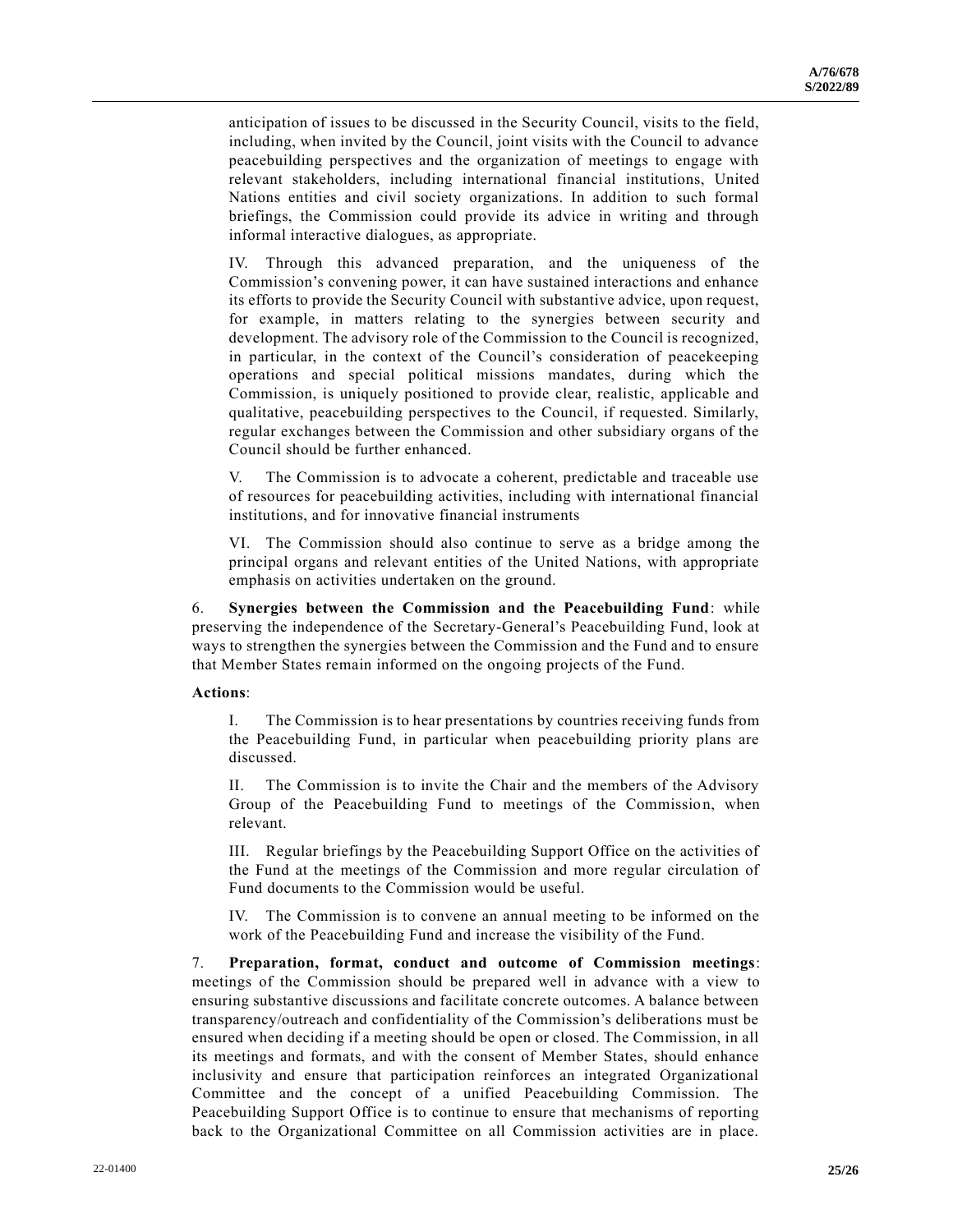anticipation of issues to be discussed in the Security Council, visits to the field, including, when invited by the Council, joint visits with the Council to advance peacebuilding perspectives and the organization of meetings to engage with relevant stakeholders, including international financial institutions, United Nations entities and civil society organizations. In addition to such formal briefings, the Commission could provide its advice in writing and through informal interactive dialogues, as appropriate.

IV. Through this advanced preparation, and the uniqueness of the Commission's convening power, it can have sustained interactions and enhance its efforts to provide the Security Council with substantive advice, upon request, for example, in matters relating to the synergies between security and development. The advisory role of the Commission to the Council is recognized, in particular, in the context of the Council's consideration of peacekeeping operations and special political missions mandates, during which the Commission, is uniquely positioned to provide clear, realistic, applicable and qualitative, peacebuilding perspectives to the Council, if requested. Similarly, regular exchanges between the Commission and other subsidiary organs of the Council should be further enhanced.

V. The Commission is to advocate a coherent, predictable and traceable use of resources for peacebuilding activities, including with international financial institutions, and for innovative financial instruments

VI. The Commission should also continue to serve as a bridge among the principal organs and relevant entities of the United Nations, with appropriate emphasis on activities undertaken on the ground.

6. **Synergies between the Commission and the Peacebuilding Fund**: while preserving the independence of the Secretary-General's Peacebuilding Fund, look at ways to strengthen the synergies between the Commission and the Fund and to ensure that Member States remain informed on the ongoing projects of the Fund.

**Actions**:

I. The Commission is to hear presentations by countries receiving funds from the Peacebuilding Fund, in particular when peacebuilding priority plans are discussed.

II. The Commission is to invite the Chair and the members of the Advisory Group of the Peacebuilding Fund to meetings of the Commission, when relevant.

III. Regular briefings by the Peacebuilding Support Office on the activities of the Fund at the meetings of the Commission and more regular circulation of Fund documents to the Commission would be useful.

IV. The Commission is to convene an annual meeting to be informed on the work of the Peacebuilding Fund and increase the visibility of the Fund.

7. **Preparation, format, conduct and outcome of Commission meetings**: meetings of the Commission should be prepared well in advance with a view to ensuring substantive discussions and facilitate concrete outcomes. A balance between transparency/outreach and confidentiality of the Commission's deliberations must be ensured when deciding if a meeting should be open or closed. The Commission, in all its meetings and formats, and with the consent of Member States, should enhance inclusivity and ensure that participation reinforces an integrated Organizational Committee and the concept of a unified Peacebuilding Commission. The Peacebuilding Support Office is to continue to ensure that mechanisms of reporting back to the Organizational Committee on all Commission activities are in place.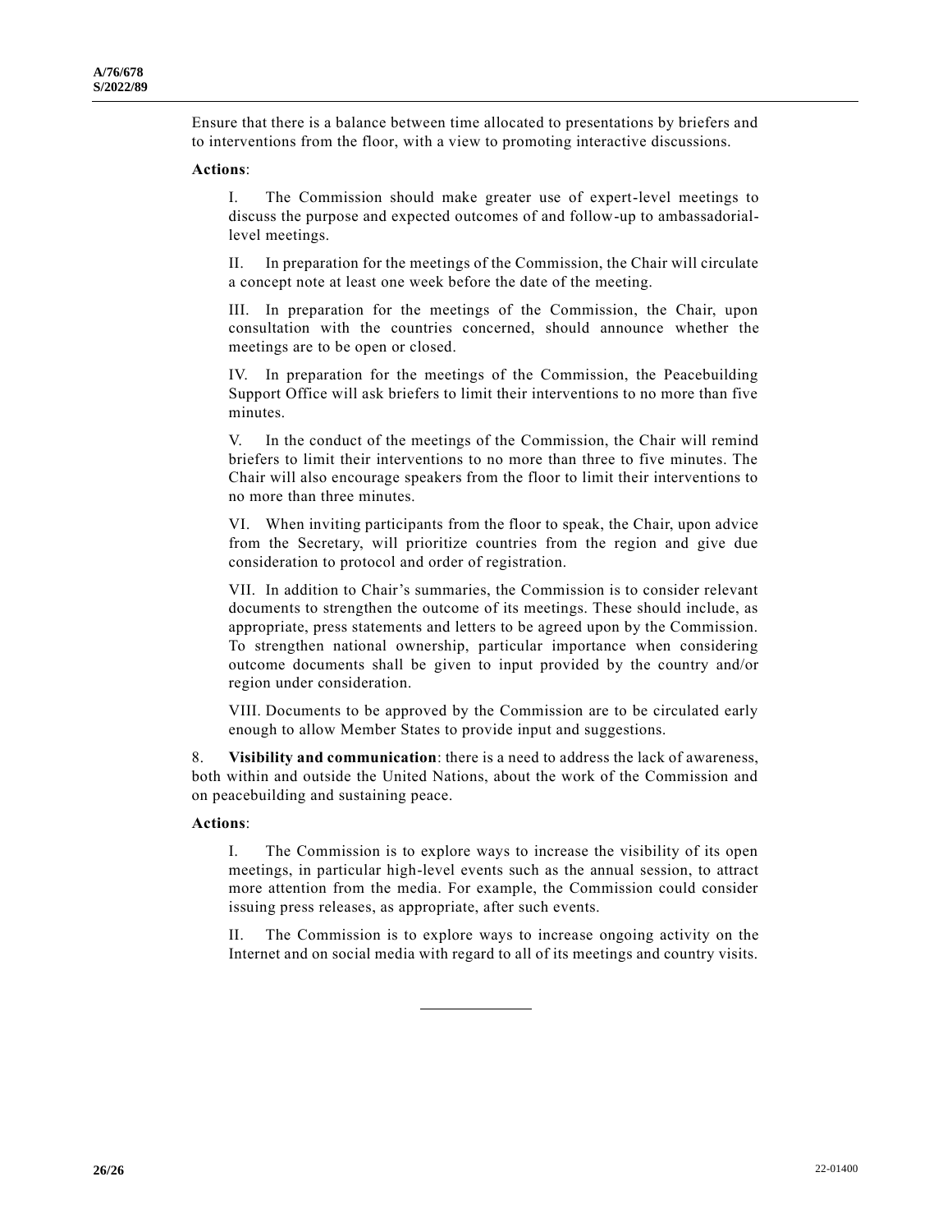Ensure that there is a balance between time allocated to presentations by briefers and to interventions from the floor, with a view to promoting interactive discussions.

**Actions**:

I. The Commission should make greater use of expert-level meetings to discuss the purpose and expected outcomes of and follow-up to ambassadorial-level meetings.

II. In preparation for the meetings of the Commission, the Chair will circulate a concept note at least one week before the date of the meeting.

III. In preparation for the meetings of the Commission, the Chair, upon consultation with the countries concerned, should announce whether the meetings are to be open or closed.

IV. In preparation for the meetings of the Commission, the Peacebuilding Support Office will ask briefers to limit their interventions to no more than five minutes.

V. In the conduct of the meetings of the Commission, the Chair will remind briefers to limit their interventions to no more than three to five minutes. The Chair will also encourage speakers from the floor to limit their interventions to no more than three minutes.

VI. When inviting participants from the floor to speak, the Chair, upon advice from the Secretary, will prioritize countries from the region and give due consideration to protocol and order of registration.

VII. In addition to Chair's summaries, the Commission is to consider relevant documents to strengthen the outcome of its meetings. These should include, as appropriate, press statements and letters to be agreed upon by the Commission. To strengthen national ownership, particular importance when considering outcome documents shall be given to input provided by the country and/or region under consideration.

VIII. Documents to be approved by the Commission are to be circulated early enough to allow Member States to provide input and suggestions.

8. **Visibility and communication**: there is a need to address the lack of awareness, both within and outside the United Nations, about the work of the Commission and on peacebuilding and sustaining peace.

**Actions**:

I. The Commission is to explore ways to increase the visibility of its open meetings, in particular high-level events such as the annual session, to attract more attention from the media. For example, the Commission could consider issuing press releases, as appropriate, after such events.

II. The Commission is to explore ways to increase ongoing activity on the Internet and on social media with regard to all of its meetings and country visits.